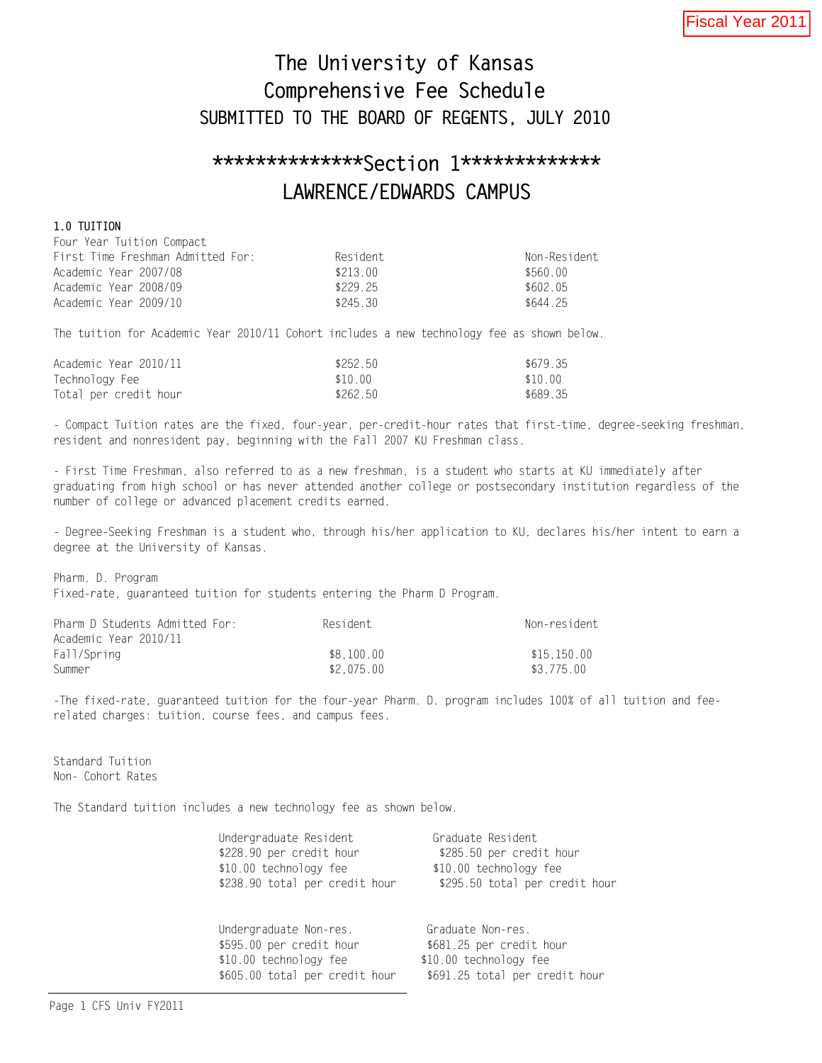Fiscal Year 2011

# The University of Kansas
# Comprehensive Fee Schedule
## SUBMITTED TO THE BOARD OF REGENTS, JULY 2010

## **************Section 1*************
## LAWRENCE/EDWARDS CAMPUS

**1.0 TUITION**

Four Year Tuition Compact

| First Time Freshman Admitted For: | Resident | Non-Resident |
|---|---|---|
| Academic Year 2007/08 | $213.00 | $560.00 |
| Academic Year 2008/09 | $229.25 | $602.05 |
| Academic Year 2009/10 | $245.30 | $644.25 |

The tuition for Academic Year 2010/11 Cohort includes a new technology fee as shown below.

| | | |
|---|---|---|
| Academic Year 2010/11 | $252.50 | $679.35 |
| Technology Fee | $10.00 | $10.00 |
| Total per credit hour | $262.50 | $689.35 |

- Compact Tuition rates are the fixed, four-year, per-credit-hour rates that first-time, degree-seeking freshman, resident and nonresident pay, beginning with the Fall 2007 KU Freshman class.

- First Time Freshman, also referred to as a new freshman, is a student who starts at KU immediately after graduating from high school or has never attended another college or postsecondary institution regardless of the number of college or advanced placement credits earned.

- Degree-Seeking Freshman is a student who, through his/her application to KU, declares his/her intent to earn a degree at the University of Kansas.

Pharm. D. Program
Fixed-rate, guaranteed tuition for students entering the Pharm D Program.

| Pharm D Students Admitted For: | Resident | Non-resident |
|---|---|---|
| Academic Year 2010/11 | | |
| Fall/Spring | $8,100.00 | $15,150.00 |
| Summer | $2,075.00 | $3,775.00 |

-The fixed-rate, guaranteed tuition for the four-year Pharm. D. program includes 100% of all tuition and fee-related charges: tuition, course fees, and campus fees.

Standard Tuition
Non- Cohort Rates

The Standard tuition includes a new technology fee as shown below.

| Undergraduate Resident | Graduate Resident |
|---|---|
| $228.90 per credit hour | $285.50 per credit hour |
| $10.00 technology fee | $10.00 technology fee |
| $238.90 total per credit hour | $295.50 total per credit hour |

| Undergraduate Non-res. | Graduate Non-res. |
|---|---|
| $595.00 per credit hour | $681.25 per credit hour |
| $10.00 technology fee | $10.00 technology fee |
| $605.00 total per credit hour | $691.25 total per credit hour |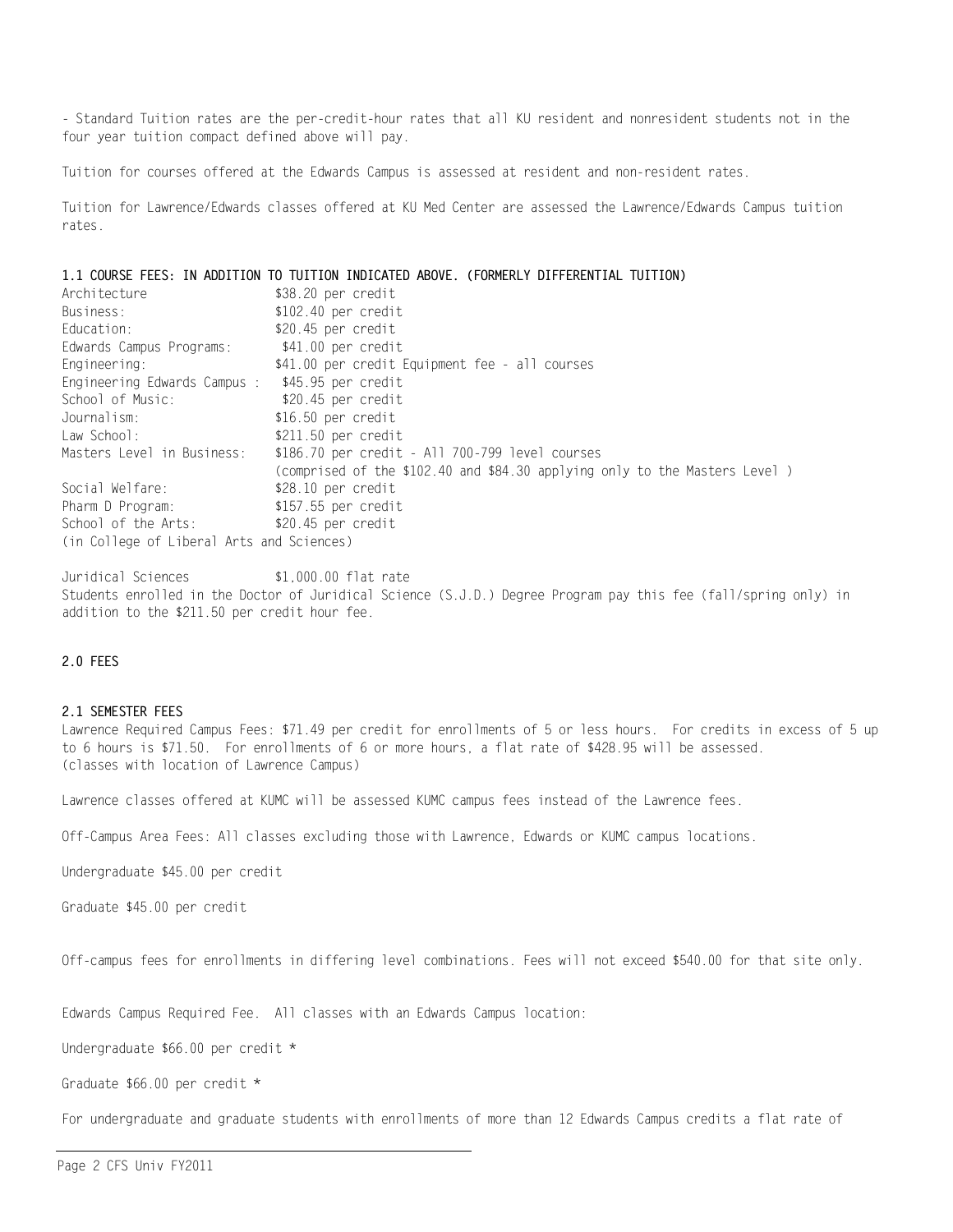- Standard Tuition rates are the per-credit-hour rates that all KU resident and nonresident students not in the four year tuition compact defined above will pay.

Tuition for courses offered at the Edwards Campus is assessed at resident and non-resident rates.

Tuition for Lawrence/Edwards classes offered at KU Med Center are assessed the Lawrence/Edwards Campus tuition rates.

**1.1 COURSE FEES: IN ADDITION TO TUITION INDICATED ABOVE. (FORMERLY DIFFERENTIAL TUITION)**

| | |
|---|---|
| Architecture | $38.20 per credit |
| Business: | $102.40 per credit |
| Education: | $20.45 per credit |
| Edwards Campus Programs: | $41.00 per credit |
| Engineering: | $41.00 per credit Equipment fee - all courses |
| Engineering Edwards Campus : | $45.95 per credit |
| School of Music: | $20.45 per credit |
| Journalism: | $16.50 per credit |
| Law School: | $211.50 per credit |
| Masters Level in Business: | $186.70 per credit - All 700-799 level courses (comprised of the $102.40 and $84.30 applying only to the Masters Level ) |
| Social Welfare: | $28.10 per credit |
| Pharm D Program: | $157.55 per credit |
| School of the Arts: (in College of Liberal Arts and Sciences) | $20.45 per credit |

Juridical Sciences $1,000.00 flat rate
Students enrolled in the Doctor of Juridical Science (S.J.D.) Degree Program pay this fee (fall/spring only) in addition to the $211.50 per credit hour fee.

**2.0 FEES**

**2.1 SEMESTER FEES**

Lawrence Required Campus Fees: $71.49 per credit for enrollments of 5 or less hours. For credits in excess of 5 up to 6 hours is $71.50. For enrollments of 6 or more hours, a flat rate of $428.95 will be assessed. (classes with location of Lawrence Campus)

Lawrence classes offered at KUMC will be assessed KUMC campus fees instead of the Lawrence fees.

Off-Campus Area Fees: All classes excluding those with Lawrence, Edwards or KUMC campus locations.

Undergraduate $45.00 per credit

Graduate $45.00 per credit

Off-campus fees for enrollments in differing level combinations. Fees will not exceed $540.00 for that site only.

Edwards Campus Required Fee. All classes with an Edwards Campus location:

Undergraduate $66.00 per credit *

Graduate $66.00 per credit *

For undergraduate and graduate students with enrollments of more than 12 Edwards Campus credits a flat rate of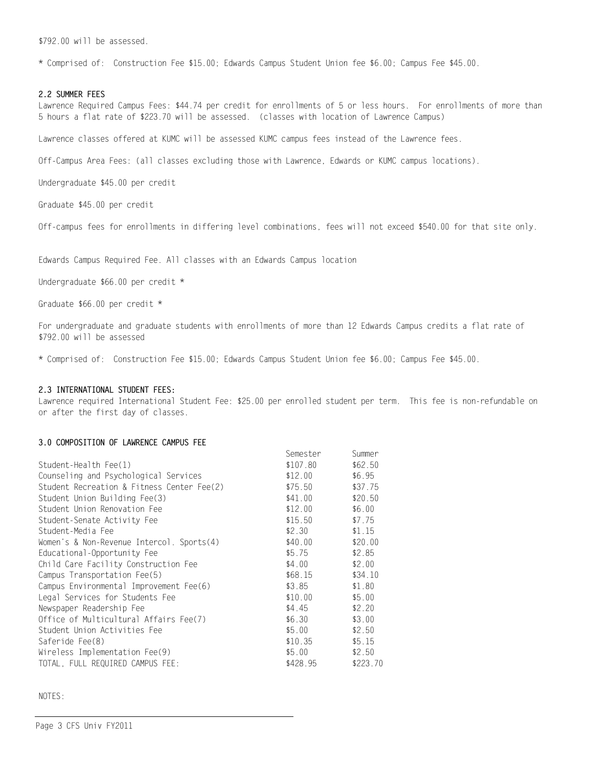$792.00 will be assessed.

* Comprised of: Construction Fee $15.00; Edwards Campus Student Union fee $6.00; Campus Fee $45.00.

### 2.2 SUMMER FEES

Lawrence Required Campus Fees: $44.74 per credit for enrollments of 5 or less hours. For enrollments of more than 5 hours a flat rate of $223.70 will be assessed. (classes with location of Lawrence Campus)

Lawrence classes offered at KUMC will be assessed KUMC campus fees instead of the Lawrence fees.

Off-Campus Area Fees: (all classes excluding those with Lawrence, Edwards or KUMC campus locations).

Undergraduate $45.00 per credit

Graduate $45.00 per credit

Off-campus fees for enrollments in differing level combinations, fees will not exceed $540.00 for that site only.

Edwards Campus Required Fee. All classes with an Edwards Campus location

Undergraduate $66.00 per credit *

Graduate $66.00 per credit *

For undergraduate and graduate students with enrollments of more than 12 Edwards Campus credits a flat rate of $792.00 will be assessed

* Comprised of: Construction Fee $15.00; Edwards Campus Student Union fee $6.00; Campus Fee $45.00.

### 2.3 INTERNATIONAL STUDENT FEES:

Lawrence required International Student Fee: $25.00 per enrolled student per term. This fee is non-refundable on or after the first day of classes.

### 3.0 COMPOSITION OF LAWRENCE CAMPUS FEE

| | Semester | Summer |
|---|---|---|
| Student-Health Fee(1) | $107.80 | $62.50 |
| Counseling and Psychological Services | $12.00 | $6.95 |
| Student Recreation & Fitness Center Fee(2) | $75.50 | $37.75 |
| Student Union Building Fee(3) | $41.00 | $20.50 |
| Student Union Renovation Fee | $12.00 | $6.00 |
| Student-Senate Activity Fee | $15.50 | $7.75 |
| Student-Media Fee | $2.30 | $1.15 |
| Women's & Non-Revenue Intercol. Sports(4) | $40.00 | $20.00 |
| Educational-Opportunity Fee | $5.75 | $2.85 |
| Child Care Facility Construction Fee | $4.00 | $2.00 |
| Campus Transportation Fee(5) | $68.15 | $34.10 |
| Campus Environmental Improvement Fee(6) | $3.85 | $1.80 |
| Legal Services for Students Fee | $10.00 | $5.00 |
| Newspaper Readership Fee | $4.45 | $2.20 |
| Office of Multicultural Affairs Fee(7) | $6.30 | $3.00 |
| Student Union Activities Fee | $5.00 | $2.50 |
| Saferide Fee(8) | $10.35 | $5.15 |
| Wireless Implementation Fee(9) | $5.00 | $2.50 |
| TOTAL, FULL REQUIRED CAMPUS FEE: | $428.95 | $223.70 |

NOTES: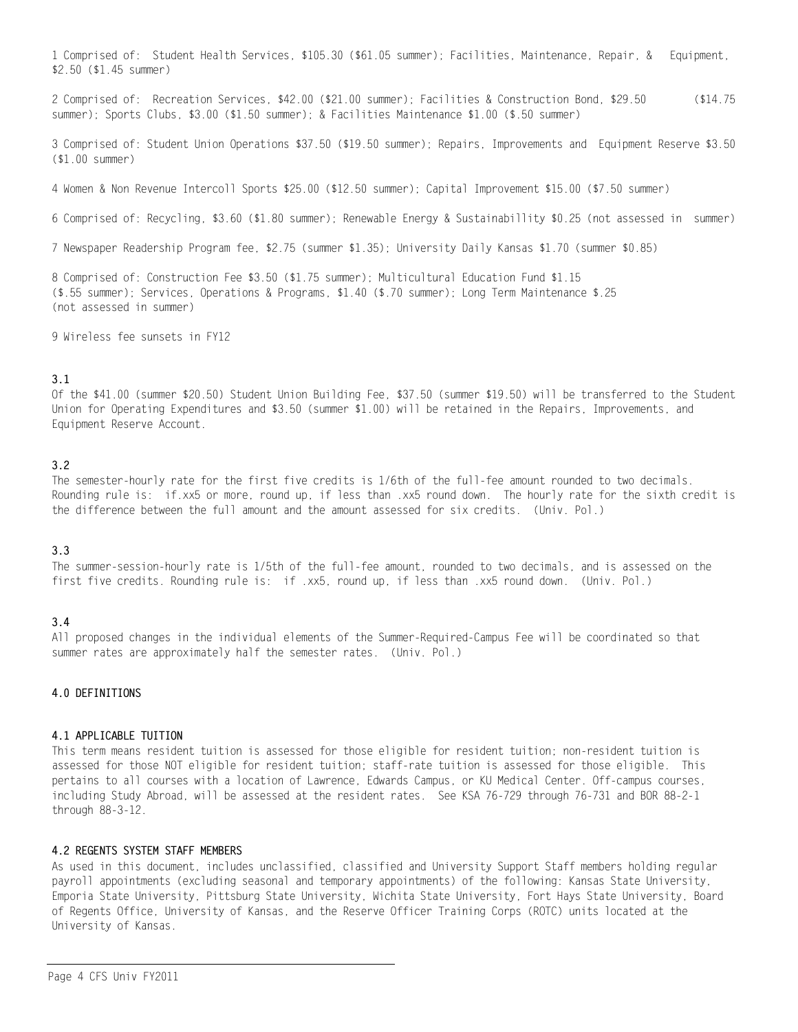1 Comprised of: Student Health Services, $105.30 ($61.05 summer); Facilities, Maintenance, Repair, & Equipment, $2.50 ($1.45 summer)

2 Comprised of: Recreation Services, $42.00 ($21.00 summer); Facilities & Construction Bond, $29.50 ($14.75 summer); Sports Clubs, $3.00 ($1.50 summer); & Facilities Maintenance $1.00 ($.50 summer)

3 Comprised of: Student Union Operations $37.50 ($19.50 summer); Repairs, Improvements and Equipment Reserve $3.50 ($1.00 summer)

4 Women & Non Revenue Intercoll Sports $25.00 ($12.50 summer); Capital Improvement $15.00 ($7.50 summer)

6 Comprised of: Recycling, $3.60 ($1.80 summer); Renewable Energy & Sustainabillity $0.25 (not assessed in summer)

7 Newspaper Readership Program fee, $2.75 (summer $1.35); University Daily Kansas $1.70 (summer $0.85)

8 Comprised of: Construction Fee $3.50 ($1.75 summer); Multicultural Education Fund $1.15 ($.55 summer); Services, Operations & Programs, $1.40 ($.70 summer); Long Term Maintenance $.25 (not assessed in summer)

9 Wireless fee sunsets in FY12

**3.1**
Of the $41.00 (summer $20.50) Student Union Building Fee, $37.50 (summer $19.50) will be transferred to the Student Union for Operating Expenditures and $3.50 (summer $1.00) will be retained in the Repairs, Improvements, and Equipment Reserve Account.

**3.2**
The semester-hourly rate for the first five credits is 1/6th of the full-fee amount rounded to two decimals. Rounding rule is: if.xx5 or more, round up, if less than .xx5 round down. The hourly rate for the sixth credit is the difference between the full amount and the amount assessed for six credits. (Univ. Pol.)

**3.3**
The summer-session-hourly rate is 1/5th of the full-fee amount, rounded to two decimals, and is assessed on the first five credits. Rounding rule is: if .xx5, round up, if less than .xx5 round down. (Univ. Pol.)

**3.4**
All proposed changes in the individual elements of the Summer-Required-Campus Fee will be coordinated so that summer rates are approximately half the semester rates. (Univ. Pol.)

## 4.0 DEFINITIONS

### 4.1 APPLICABLE TUITION
This term means resident tuition is assessed for those eligible for resident tuition; non-resident tuition is assessed for those NOT eligible for resident tuition; staff-rate tuition is assessed for those eligible. This pertains to all courses with a location of Lawrence, Edwards Campus, or KU Medical Center. Off-campus courses, including Study Abroad, will be assessed at the resident rates. See KSA 76-729 through 76-731 and BOR 88-2-1 through 88-3-12.

### 4.2 REGENTS SYSTEM STAFF MEMBERS
As used in this document, includes unclassified, classified and University Support Staff members holding regular payroll appointments (excluding seasonal and temporary appointments) of the following: Kansas State University, Emporia State University, Pittsburg State University, Wichita State University, Fort Hays State University, Board of Regents Office, University of Kansas, and the Reserve Officer Training Corps (ROTC) units located at the University of Kansas.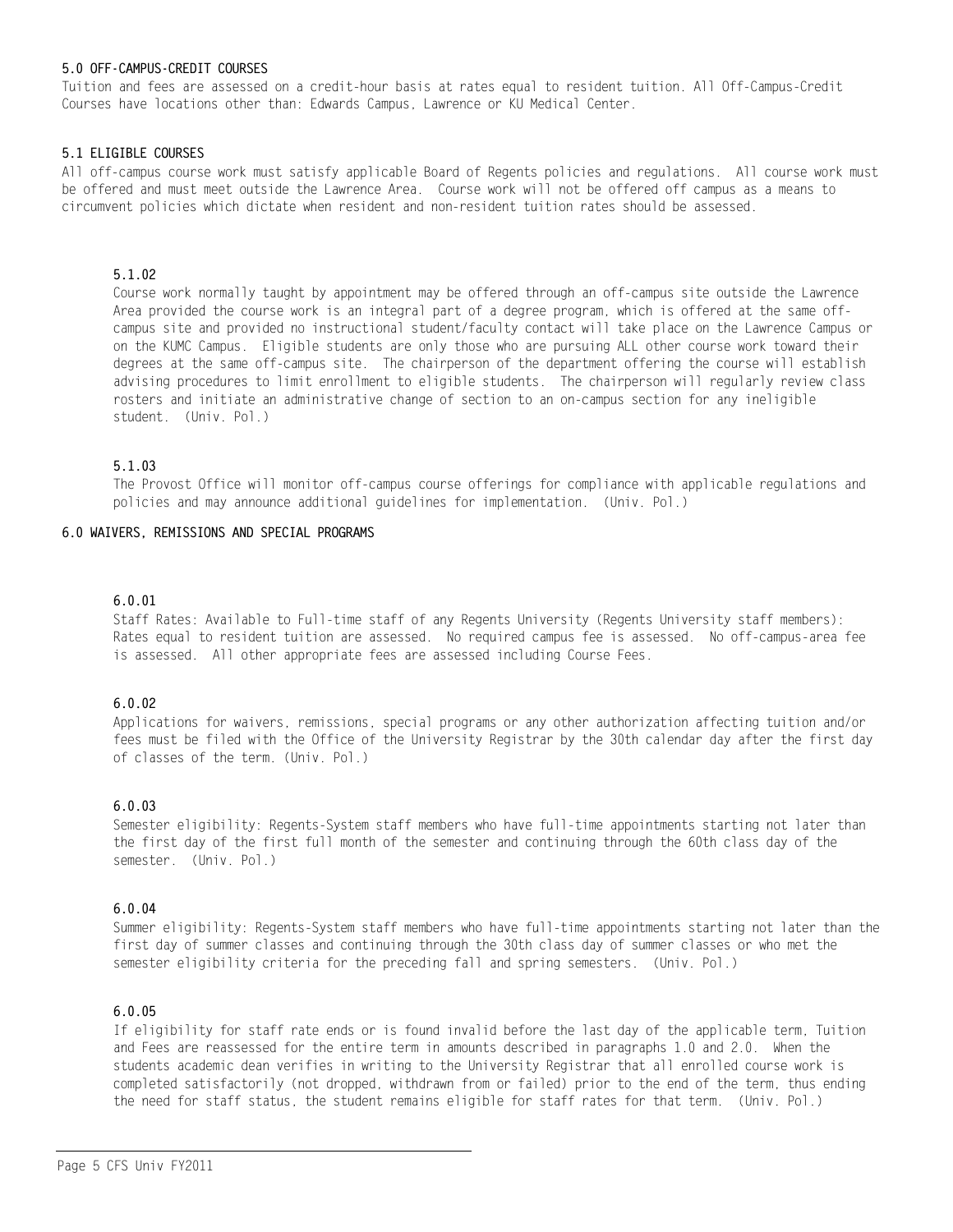## 5.0 OFF-CAMPUS-CREDIT COURSES

Tuition and fees are assessed on a credit-hour basis at rates equal to resident tuition. All Off-Campus-Credit Courses have locations other than: Edwards Campus, Lawrence or KU Medical Center.

### 5.1 ELIGIBLE COURSES

All off-campus course work must satisfy applicable Board of Regents policies and regulations. All course work must be offered and must meet outside the Lawrence Area. Course work will not be offered off campus as a means to circumvent policies which dictate when resident and non-resident tuition rates should be assessed.

#### 5.1.02

Course work normally taught by appointment may be offered through an off-campus site outside the Lawrence Area provided the course work is an integral part of a degree program, which is offered at the same off-campus site and provided no instructional student/faculty contact will take place on the Lawrence Campus or on the KUMC Campus. Eligible students are only those who are pursuing ALL other course work toward their degrees at the same off-campus site. The chairperson of the department offering the course will establish advising procedures to limit enrollment to eligible students. The chairperson will regularly review class rosters and initiate an administrative change of section to an on-campus section for any ineligible student. (Univ. Pol.)

#### 5.1.03

The Provost Office will monitor off-campus course offerings for compliance with applicable regulations and policies and may announce additional guidelines for implementation. (Univ. Pol.)

## 6.0 WAIVERS, REMISSIONS AND SPECIAL PROGRAMS

#### 6.0.01

Staff Rates: Available to Full-time staff of any Regents University (Regents University staff members): Rates equal to resident tuition are assessed. No required campus fee is assessed. No off-campus-area fee is assessed. All other appropriate fees are assessed including Course Fees.

#### 6.0.02

Applications for waivers, remissions, special programs or any other authorization affecting tuition and/or fees must be filed with the Office of the University Registrar by the 30th calendar day after the first day of classes of the term. (Univ. Pol.)

#### 6.0.03

Semester eligibility: Regents-System staff members who have full-time appointments starting not later than the first day of the first full month of the semester and continuing through the 60th class day of the semester. (Univ. Pol.)

#### 6.0.04

Summer eligibility: Regents-System staff members who have full-time appointments starting not later than the first day of summer classes and continuing through the 30th class day of summer classes or who met the semester eligibility criteria for the preceding fall and spring semesters. (Univ. Pol.)

#### 6.0.05

If eligibility for staff rate ends or is found invalid before the last day of the applicable term, Tuition and Fees are reassessed for the entire term in amounts described in paragraphs 1.0 and 2.0. When the students academic dean verifies in writing to the University Registrar that all enrolled course work is completed satisfactorily (not dropped, withdrawn from or failed) prior to the end of the term, thus ending the need for staff status, the student remains eligible for staff rates for that term. (Univ. Pol.)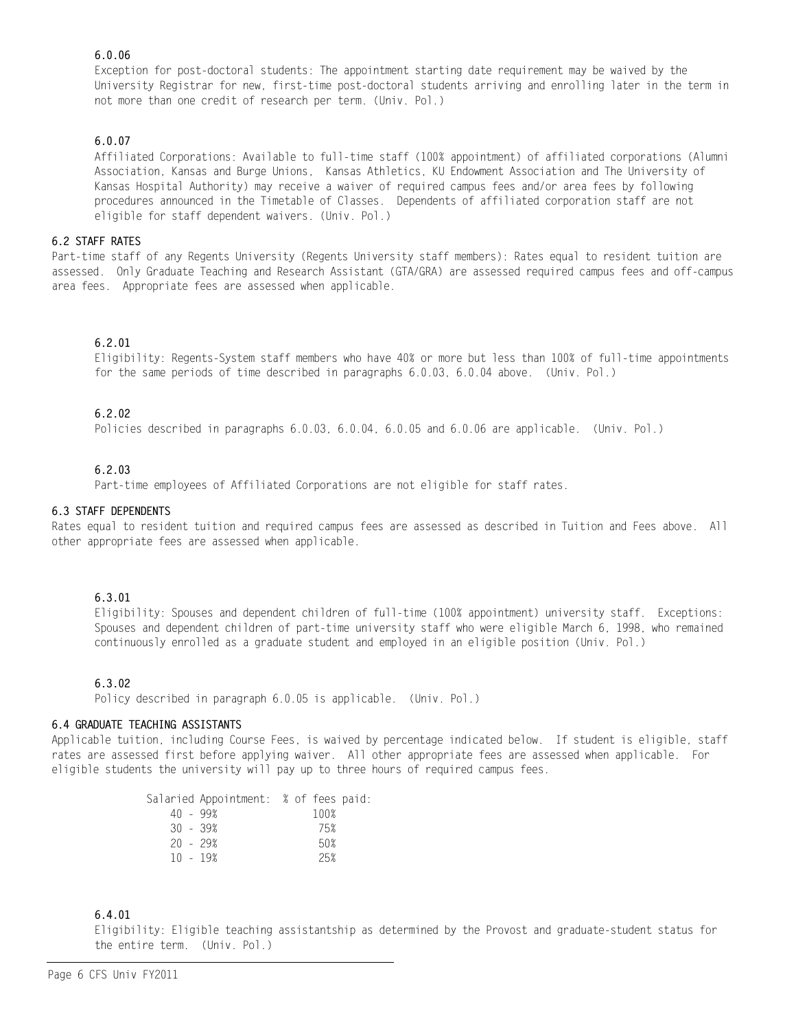#### 6.0.06

Exception for post-doctoral students: The appointment starting date requirement may be waived by the University Registrar for new, first-time post-doctoral students arriving and enrolling later in the term in not more than one credit of research per term. (Univ. Pol.)

#### 6.0.07

Affiliated Corporations: Available to full-time staff (100% appointment) of affiliated corporations (Alumni Association, Kansas and Burge Unions, Kansas Athletics, KU Endowment Association and The University of Kansas Hospital Authority) may receive a waiver of required campus fees and/or area fees by following procedures announced in the Timetable of Classes. Dependents of affiliated corporation staff are not eligible for staff dependent waivers. (Univ. Pol.)

### 6.2 STAFF RATES

Part-time staff of any Regents University (Regents University staff members): Rates equal to resident tuition are assessed. Only Graduate Teaching and Research Assistant (GTA/GRA) are assessed required campus fees and off-campus area fees. Appropriate fees are assessed when applicable.

#### 6.2.01

Eligibility: Regents-System staff members who have 40% or more but less than 100% of full-time appointments for the same periods of time described in paragraphs 6.0.03, 6.0.04 above. (Univ. Pol.)

#### 6.2.02

Policies described in paragraphs 6.0.03, 6.0.04, 6.0.05 and 6.0.06 are applicable. (Univ. Pol.)

#### 6.2.03

Part-time employees of Affiliated Corporations are not eligible for staff rates.

### 6.3 STAFF DEPENDENTS

Rates equal to resident tuition and required campus fees are assessed as described in Tuition and Fees above. All other appropriate fees are assessed when applicable.

#### 6.3.01

Eligibility: Spouses and dependent children of full-time (100% appointment) university staff. Exceptions: Spouses and dependent children of part-time university staff who were eligible March 6, 1998, who remained continuously enrolled as a graduate student and employed in an eligible position (Univ. Pol.)

#### 6.3.02

Policy described in paragraph 6.0.05 is applicable. (Univ. Pol.)

### 6.4 GRADUATE TEACHING ASSISTANTS

Applicable tuition, including Course Fees, is waived by percentage indicated below. If student is eligible, staff rates are assessed first before applying waiver. All other appropriate fees are assessed when applicable. For eligible students the university will pay up to three hours of required campus fees.

| Salaried Appointment: | % of fees paid: |
|---|---|
| 40 - 99% | 100% |
| 30 - 39% | 75% |
| 20 - 29% | 50% |
| 10 - 19% | 25% |

#### 6.4.01

Eligibility: Eligible teaching assistantship as determined by the Provost and graduate-student status for the entire term. (Univ. Pol.)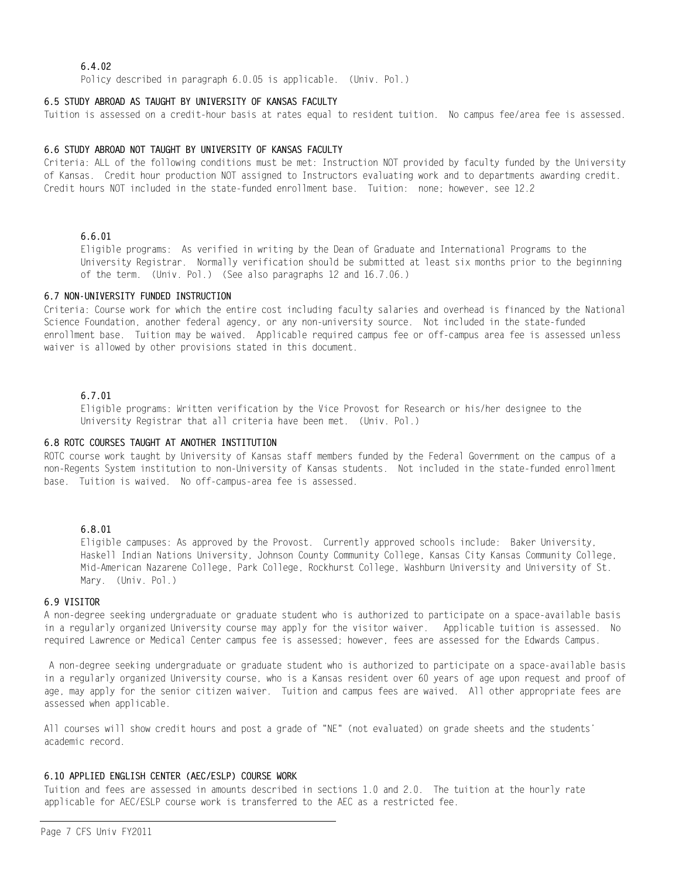#### 6.4.02

Policy described in paragraph 6.0.05 is applicable. (Univ. Pol.)

### 6.5 STUDY ABROAD AS TAUGHT BY UNIVERSITY OF KANSAS FACULTY

Tuition is assessed on a credit-hour basis at rates equal to resident tuition. No campus fee/area fee is assessed.

### 6.6 STUDY ABROAD NOT TAUGHT BY UNIVERSITY OF KANSAS FACULTY

Criteria: ALL of the following conditions must be met: Instruction NOT provided by faculty funded by the University of Kansas. Credit hour production NOT assigned to Instructors evaluating work and to departments awarding credit. Credit hours NOT included in the state-funded enrollment base. Tuition: none; however, see 12.2

#### 6.6.01

Eligible programs: As verified in writing by the Dean of Graduate and International Programs to the University Registrar. Normally verification should be submitted at least six months prior to the beginning of the term. (Univ. Pol.) (See also paragraphs 12 and 16.7.06.)

### 6.7 NON-UNIVERSITY FUNDED INSTRUCTION

Criteria: Course work for which the entire cost including faculty salaries and overhead is financed by the National Science Foundation, another federal agency, or any non-university source. Not included in the state-funded enrollment base. Tuition may be waived. Applicable required campus fee or off-campus area fee is assessed unless waiver is allowed by other provisions stated in this document.

#### 6.7.01

Eligible programs: Written verification by the Vice Provost for Research or his/her designee to the University Registrar that all criteria have been met. (Univ. Pol.)

### 6.8 ROTC COURSES TAUGHT AT ANOTHER INSTITUTION

ROTC course work taught by University of Kansas staff members funded by the Federal Government on the campus of a non-Regents System institution to non-University of Kansas students. Not included in the state-funded enrollment base. Tuition is waived. No off-campus-area fee is assessed.

#### 6.8.01

Eligible campuses: As approved by the Provost. Currently approved schools include: Baker University, Haskell Indian Nations University, Johnson County Community College, Kansas City Kansas Community College, Mid-American Nazarene College, Park College, Rockhurst College, Washburn University and University of St. Mary. (Univ. Pol.)

### 6.9 VISITOR

A non-degree seeking undergraduate or graduate student who is authorized to participate on a space-available basis in a regularly organized University course may apply for the visitor waiver. Applicable tuition is assessed. No required Lawrence or Medical Center campus fee is assessed; however, fees are assessed for the Edwards Campus.

A non-degree seeking undergraduate or graduate student who is authorized to participate on a space-available basis in a regularly organized University course, who is a Kansas resident over 60 years of age upon request and proof of age, may apply for the senior citizen waiver. Tuition and campus fees are waived. All other appropriate fees are assessed when applicable.

All courses will show credit hours and post a grade of "NE" (not evaluated) on grade sheets and the students' academic record.

### 6.10 APPLIED ENGLISH CENTER (AEC/ESLP) COURSE WORK

Tuition and fees are assessed in amounts described in sections 1.0 and 2.0. The tuition at the hourly rate applicable for AEC/ESLP course work is transferred to the AEC as a restricted fee.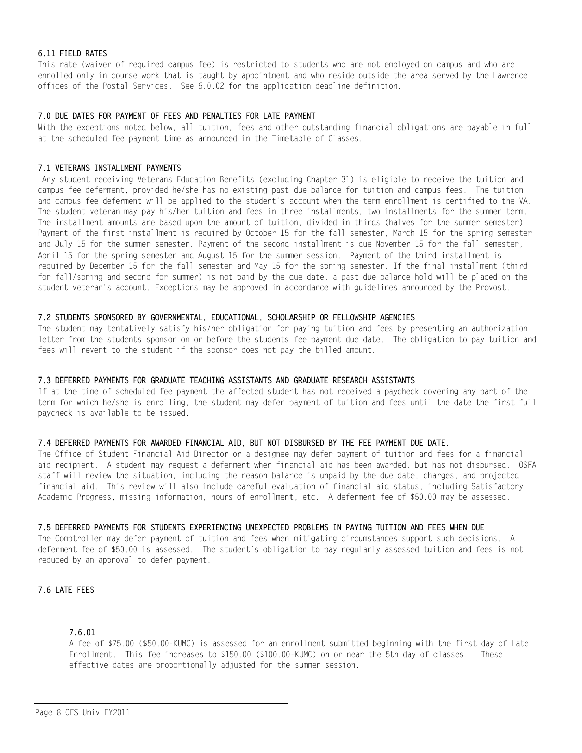### 6.11 FIELD RATES

This rate (waiver of required campus fee) is restricted to students who are not employed on campus and who are enrolled only in course work that is taught by appointment and who reside outside the area served by the Lawrence offices of the Postal Services. See 6.0.02 for the application deadline definition.

## 7.0 DUE DATES FOR PAYMENT OF FEES AND PENALTIES FOR LATE PAYMENT

With the exceptions noted below, all tuition, fees and other outstanding financial obligations are payable in full at the scheduled fee payment time as announced in the Timetable of Classes.

### 7.1 VETERANS INSTALLMENT PAYMENTS

Any student receiving Veterans Education Benefits (excluding Chapter 31) is eligible to receive the tuition and campus fee deferment, provided he/she has no existing past due balance for tuition and campus fees. The tuition and campus fee deferment will be applied to the student's account when the term enrollment is certified to the VA. The student veteran may pay his/her tuition and fees in three installments, two installments for the summer term. The installment amounts are based upon the amount of tuition, divided in thirds (halves for the summer semester) Payment of the first installment is required by October 15 for the fall semester, March 15 for the spring semester and July 15 for the summer semester. Payment of the second installment is due November 15 for the fall semester, April 15 for the spring semester and August 15 for the summer session. Payment of the third installment is required by December 15 for the fall semester and May 15 for the spring semester. If the final installment (third for fall/spring and second for summer) is not paid by the due date, a past due balance hold will be placed on the student veteran's account. Exceptions may be approved in accordance with guidelines announced by the Provost.

### 7.2 STUDENTS SPONSORED BY GOVERNMENTAL, EDUCATIONAL, SCHOLARSHIP OR FELLOWSHIP AGENCIES

The student may tentatively satisfy his/her obligation for paying tuition and fees by presenting an authorization letter from the students sponsor on or before the students fee payment due date. The obligation to pay tuition and fees will revert to the student if the sponsor does not pay the billed amount.

### 7.3 DEFERRED PAYMENTS FOR GRADUATE TEACHING ASSISTANTS AND GRADUATE RESEARCH ASSISTANTS

If at the time of scheduled fee payment the affected student has not received a paycheck covering any part of the term for which he/she is enrolling, the student may defer payment of tuition and fees until the date the first full paycheck is available to be issued.

### 7.4 DEFERRED PAYMENTS FOR AWARDED FINANCIAL AID, BUT NOT DISBURSED BY THE FEE PAYMENT DUE DATE.

The Office of Student Financial Aid Director or a designee may defer payment of tuition and fees for a financial aid recipient. A student may request a deferment when financial aid has been awarded, but has not disbursed. OSFA staff will review the situation, including the reason balance is unpaid by the due date, charges, and projected financial aid. This review will also include careful evaluation of financial aid status, including Satisfactory Academic Progress, missing information, hours of enrollment, etc. A deferment fee of $50.00 may be assessed.

### 7.5 DEFERRED PAYMENTS FOR STUDENTS EXPERIENCING UNEXPECTED PROBLEMS IN PAYING TUITION AND FEES WHEN DUE

The Comptroller may defer payment of tuition and fees when mitigating circumstances support such decisions. A deferment fee of $50.00 is assessed. The student's obligation to pay regularly assessed tuition and fees is not reduced by an approval to defer payment.

### 7.6 LATE FEES

#### 7.6.01

A fee of $75.00 ($50.00-KUMC) is assessed for an enrollment submitted beginning with the first day of Late Enrollment. This fee increases to $150.00 ($100.00-KUMC) on or near the 5th day of classes. These effective dates are proportionally adjusted for the summer session.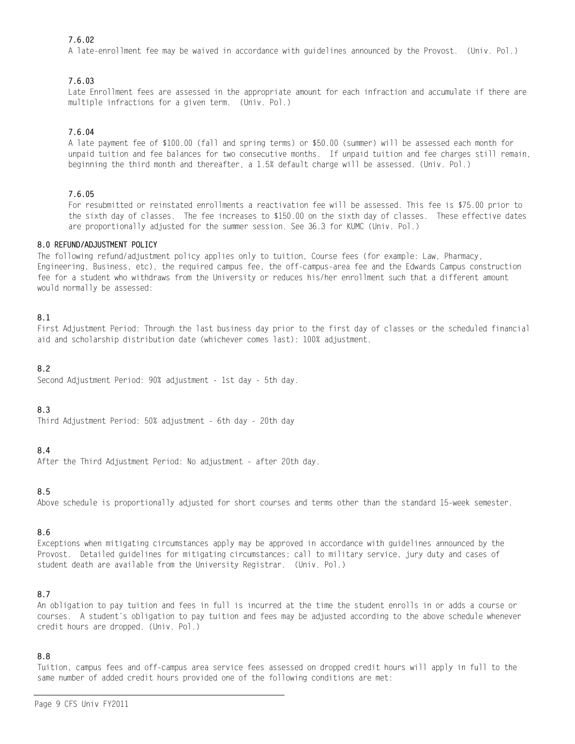#### 7.6.02

A late-enrollment fee may be waived in accordance with guidelines announced by the Provost. (Univ. Pol.)

#### 7.6.03

Late Enrollment fees are assessed in the appropriate amount for each infraction and accumulate if there are multiple infractions for a given term. (Univ. Pol.)

#### 7.6.04

A late payment fee of $100.00 (fall and spring terms) or $50.00 (summer) will be assessed each month for unpaid tuition and fee balances for two consecutive months. If unpaid tuition and fee charges still remain, beginning the third month and thereafter, a 1.5% default charge will be assessed. (Univ. Pol.)

#### 7.6.05

For resubmitted or reinstated enrollments a reactivation fee will be assessed. This fee is $75.00 prior to the sixth day of classes. The fee increases to $150.00 on the sixth day of classes. These effective dates are proportionally adjusted for the summer session. See 36.3 for KUMC (Univ. Pol.)

## 8.0 REFUND/ADJUSTMENT POLICY

The following refund/adjustment policy applies only to tuition, Course fees (for example: Law, Pharmacy, Engineering, Business, etc), the required campus fee, the off-campus-area fee and the Edwards Campus construction fee for a student who withdraws from the University or reduces his/her enrollment such that a different amount would normally be assessed:

### 8.1

First Adjustment Period: Through the last business day prior to the first day of classes or the scheduled financial aid and scholarship distribution date (whichever comes last): 100% adjustment.

### 8.2

Second Adjustment Period: 90% adjustment - 1st day - 5th day.

### 8.3

Third Adjustment Period: 50% adjustment - 6th day - 20th day

### 8.4

After the Third Adjustment Period: No adjustment - after 20th day.

### 8.5

Above schedule is proportionally adjusted for short courses and terms other than the standard 15-week semester.

### 8.6

Exceptions when mitigating circumstances apply may be approved in accordance with guidelines announced by the Provost. Detailed guidelines for mitigating circumstances; call to military service, jury duty and cases of student death are available from the University Registrar. (Univ. Pol.)

### 8.7

An obligation to pay tuition and fees in full is incurred at the time the student enrolls in or adds a course or courses. A student's obligation to pay tuition and fees may be adjusted according to the above schedule whenever credit hours are dropped. (Univ. Pol.)

### 8.8

Tuition, campus fees and off-campus area service fees assessed on dropped credit hours will apply in full to the same number of added credit hours provided one of the following conditions are met: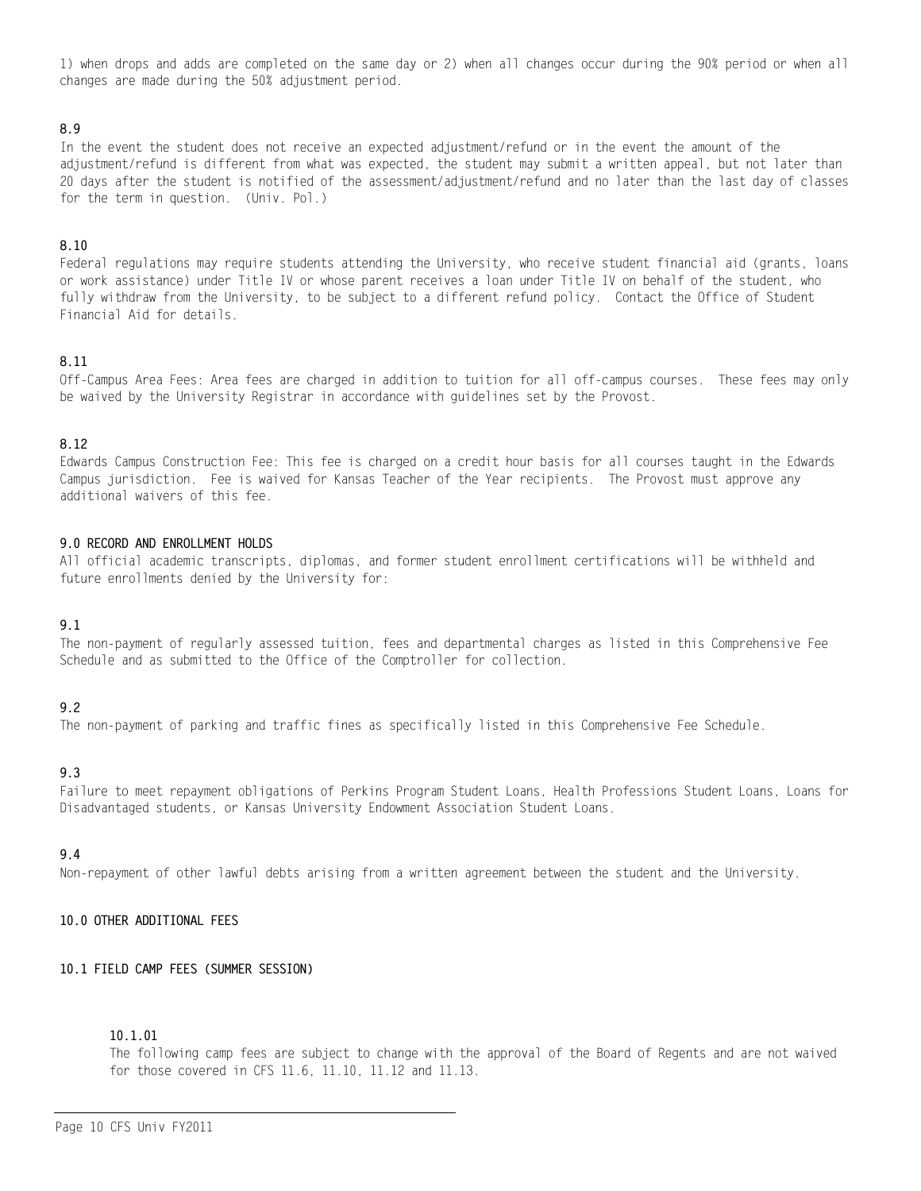1) when drops and adds are completed on the same day or 2) when all changes occur during the 90% period or when all changes are made during the 50% adjustment period.

**8.9**

In the event the student does not receive an expected adjustment/refund or in the event the amount of the adjustment/refund is different from what was expected, the student may submit a written appeal, but not later than 20 days after the student is notified of the assessment/adjustment/refund and no later than the last day of classes for the term in question. (Univ. Pol.)

**8.10**

Federal regulations may require students attending the University, who receive student financial aid (grants, loans or work assistance) under Title IV or whose parent receives a loan under Title IV on behalf of the student, who fully withdraw from the University, to be subject to a different refund policy. Contact the Office of Student Financial Aid for details.

**8.11**

Off-Campus Area Fees: Area fees are charged in addition to tuition for all off-campus courses. These fees may only be waived by the University Registrar in accordance with guidelines set by the Provost.

**8.12**

Edwards Campus Construction Fee: This fee is charged on a credit hour basis for all courses taught in the Edwards Campus jurisdiction. Fee is waived for Kansas Teacher of the Year recipients. The Provost must approve any additional waivers of this fee.

## 9.0 RECORD AND ENROLLMENT HOLDS

All official academic transcripts, diplomas, and former student enrollment certifications will be withheld and future enrollments denied by the University for:

**9.1**

The non-payment of regularly assessed tuition, fees and departmental charges as listed in this Comprehensive Fee Schedule and as submitted to the Office of the Comptroller for collection.

**9.2**

The non-payment of parking and traffic fines as specifically listed in this Comprehensive Fee Schedule.

**9.3**

Failure to meet repayment obligations of Perkins Program Student Loans, Health Professions Student Loans, Loans for Disadvantaged students, or Kansas University Endowment Association Student Loans.

**9.4**

Non-repayment of other lawful debts arising from a written agreement between the student and the University.

## 10.0 OTHER ADDITIONAL FEES

### 10.1 FIELD CAMP FEES (SUMMER SESSION)

**10.1.01**

The following camp fees are subject to change with the approval of the Board of Regents and are not waived for those covered in CFS 11.6, 11.10, 11.12 and 11.13.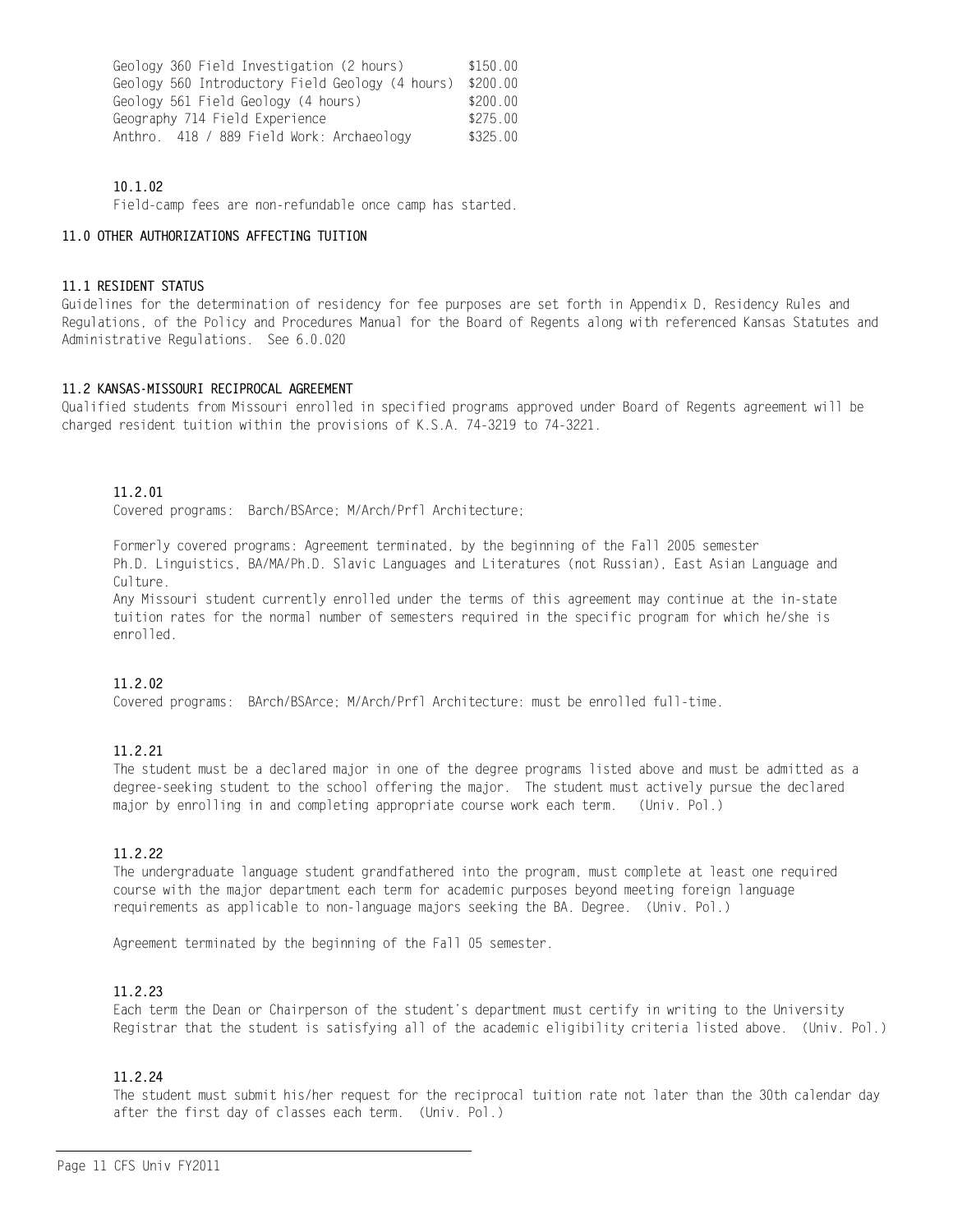| Course | Fee |
|---|---|
| Geology 360 Field Investigation (2 hours) | $150.00 |
| Geology 560 Introductory Field Geology (4 hours) | $200.00 |
| Geology 561 Field Geology (4 hours) | $200.00 |
| Geography 714 Field Experience | $275.00 |
| Anthro. 418 / 889 Field Work: Archaeology | $325.00 |

**10.1.02**

Field-camp fees are non-refundable once camp has started.

## 11.0 OTHER AUTHORIZATIONS AFFECTING TUITION

### 11.1 RESIDENT STATUS

Guidelines for the determination of residency for fee purposes are set forth in Appendix D, Residency Rules and Regulations, of the Policy and Procedures Manual for the Board of Regents along with referenced Kansas Statutes and Administrative Regulations. See 6.0.020

### 11.2 KANSAS-MISSOURI RECIPROCAL AGREEMENT

Qualified students from Missouri enrolled in specified programs approved under Board of Regents agreement will be charged resident tuition within the provisions of K.S.A. 74-3219 to 74-3221.

**11.2.01**

Covered programs: Barch/BSArce; M/Arch/Prfl Architecture;

Formerly covered programs: Agreement terminated, by the beginning of the Fall 2005 semester Ph.D. Linguistics, BA/MA/Ph.D. Slavic Languages and Literatures (not Russian), East Asian Language and Culture.

Any Missouri student currently enrolled under the terms of this agreement may continue at the in-state tuition rates for the normal number of semesters required in the specific program for which he/she is enrolled.

**11.2.02**

Covered programs: BArch/BSArce; M/Arch/Prfl Architecture: must be enrolled full-time.

**11.2.21**

The student must be a declared major in one of the degree programs listed above and must be admitted as a degree-seeking student to the school offering the major. The student must actively pursue the declared major by enrolling in and completing appropriate course work each term. (Univ. Pol.)

**11.2.22**

The undergraduate language student grandfathered into the program, must complete at least one required course with the major department each term for academic purposes beyond meeting foreign language requirements as applicable to non-language majors seeking the BA. Degree. (Univ. Pol.)

Agreement terminated by the beginning of the Fall 05 semester.

**11.2.23**

Each term the Dean or Chairperson of the student's department must certify in writing to the University Registrar that the student is satisfying all of the academic eligibility criteria listed above. (Univ. Pol.)

**11.2.24**

The student must submit his/her request for the reciprocal tuition rate not later than the 30th calendar day after the first day of classes each term. (Univ. Pol.)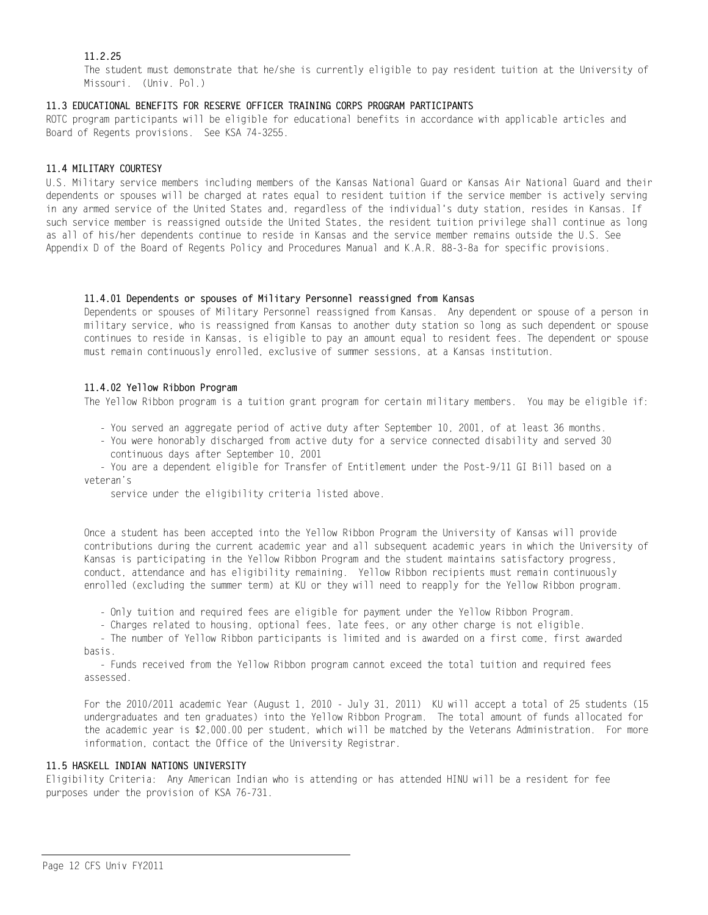#### 11.2.25

The student must demonstrate that he/she is currently eligible to pay resident tuition at the University of Missouri. (Univ. Pol.)

### 11.3 EDUCATIONAL BENEFITS FOR RESERVE OFFICER TRAINING CORPS PROGRAM PARTICIPANTS

ROTC program participants will be eligible for educational benefits in accordance with applicable articles and Board of Regents provisions. See KSA 74-3255.

### 11.4 MILITARY COURTESY

U.S. Military service members including members of the Kansas National Guard or Kansas Air National Guard and their dependents or spouses will be charged at rates equal to resident tuition if the service member is actively serving in any armed service of the United States and, regardless of the individual's duty station, resides in Kansas. If such service member is reassigned outside the United States, the resident tuition privilege shall continue as long as all of his/her dependents continue to reside in Kansas and the service member remains outside the U.S. See Appendix D of the Board of Regents Policy and Procedures Manual and K.A.R. 88-3-8a for specific provisions.

#### 11.4.01 Dependents or spouses of Military Personnel reassigned from Kansas

Dependents or spouses of Military Personnel reassigned from Kansas. Any dependent or spouse of a person in military service, who is reassigned from Kansas to another duty station so long as such dependent or spouse continues to reside in Kansas, is eligible to pay an amount equal to resident fees. The dependent or spouse must remain continuously enrolled, exclusive of summer sessions, at a Kansas institution.

#### 11.4.02 Yellow Ribbon Program

The Yellow Ribbon program is a tuition grant program for certain military members. You may be eligible if:

- You served an aggregate period of active duty after September 10, 2001, of at least 36 months.
- You were honorably discharged from active duty for a service connected disability and served 30 continuous days after September 10, 2001
- You are a dependent eligible for Transfer of Entitlement under the Post-9/11 GI Bill based on a veteran's service under the eligibility criteria listed above.

Once a student has been accepted into the Yellow Ribbon Program the University of Kansas will provide contributions during the current academic year and all subsequent academic years in which the University of Kansas is participating in the Yellow Ribbon Program and the student maintains satisfactory progress, conduct, attendance and has eligibility remaining. Yellow Ribbon recipients must remain continuously enrolled (excluding the summer term) at KU or they will need to reapply for the Yellow Ribbon program.

- Only tuition and required fees are eligible for payment under the Yellow Ribbon Program.
- Charges related to housing, optional fees, late fees, or any other charge is not eligible.
- The number of Yellow Ribbon participants is limited and is awarded on a first come, first awarded basis.
- Funds received from the Yellow Ribbon program cannot exceed the total tuition and required fees assessed.

For the 2010/2011 academic Year (August 1, 2010 - July 31, 2011) KU will accept a total of 25 students (15 undergraduates and ten graduates) into the Yellow Ribbon Program. The total amount of funds allocated for the academic year is $2,000.00 per student, which will be matched by the Veterans Administration. For more information, contact the Office of the University Registrar.

### 11.5 HASKELL INDIAN NATIONS UNIVERSITY

Eligibility Criteria: Any American Indian who is attending or has attended HINU will be a resident for fee purposes under the provision of KSA 76-731.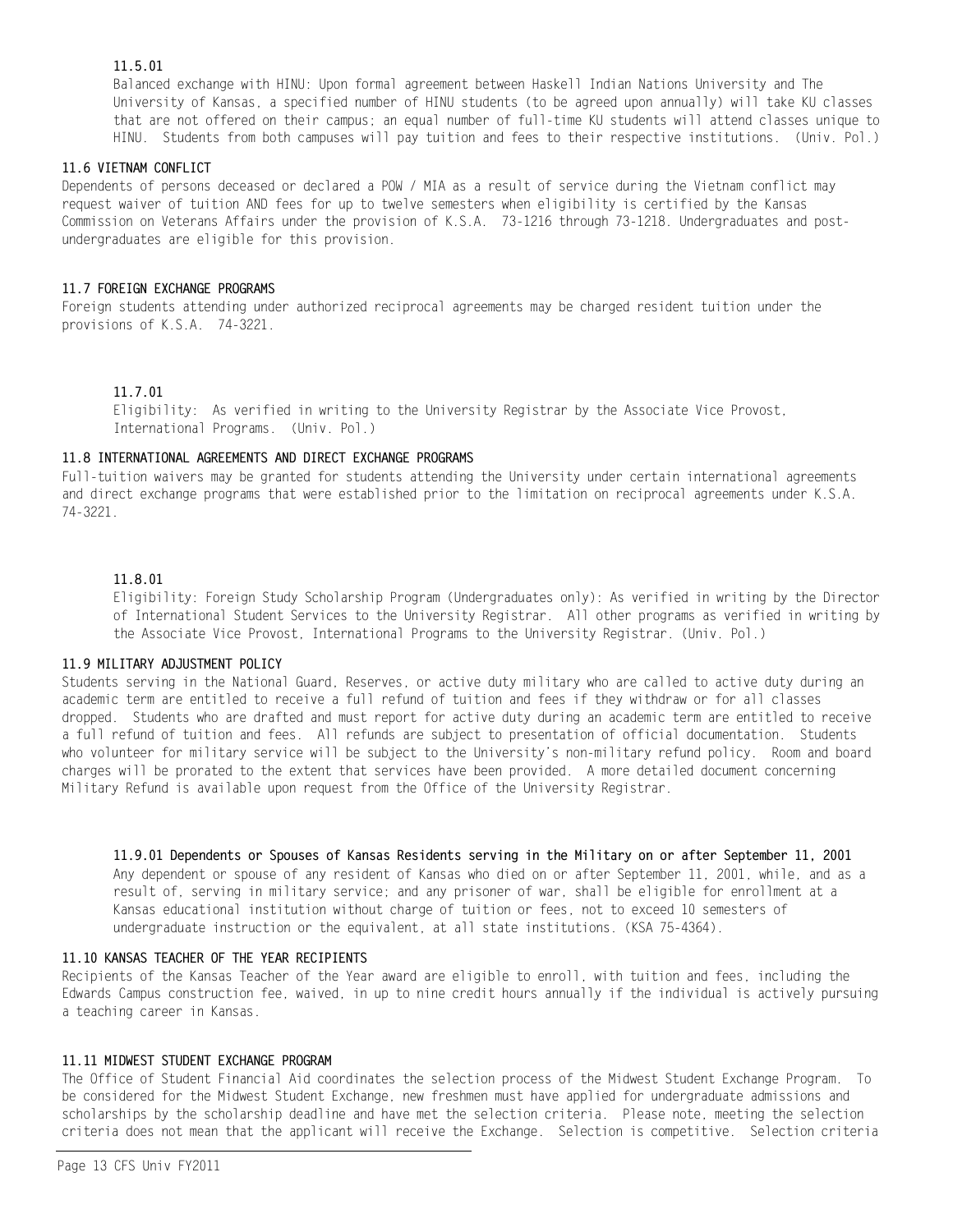#### 11.5.01

Balanced exchange with HINU: Upon formal agreement between Haskell Indian Nations University and The University of Kansas, a specified number of HINU students (to be agreed upon annually) will take KU classes that are not offered on their campus; an equal number of full-time KU students will attend classes unique to HINU. Students from both campuses will pay tuition and fees to their respective institutions. (Univ. Pol.)

### 11.6 VIETNAM CONFLICT

Dependents of persons deceased or declared a POW / MIA as a result of service during the Vietnam conflict may request waiver of tuition AND fees for up to twelve semesters when eligibility is certified by the Kansas Commission on Veterans Affairs under the provision of K.S.A. 73-1216 through 73-1218. Undergraduates and post-undergraduates are eligible for this provision.

### 11.7 FOREIGN EXCHANGE PROGRAMS

Foreign students attending under authorized reciprocal agreements may be charged resident tuition under the provisions of K.S.A. 74-3221.

#### 11.7.01

Eligibility: As verified in writing to the University Registrar by the Associate Vice Provost, International Programs. (Univ. Pol.)

### 11.8 INTERNATIONAL AGREEMENTS AND DIRECT EXCHANGE PROGRAMS

Full-tuition waivers may be granted for students attending the University under certain international agreements and direct exchange programs that were established prior to the limitation on reciprocal agreements under K.S.A. 74-3221.

#### 11.8.01

Eligibility: Foreign Study Scholarship Program (Undergraduates only): As verified in writing by the Director of International Student Services to the University Registrar. All other programs as verified in writing by the Associate Vice Provost, International Programs to the University Registrar. (Univ. Pol.)

### 11.9 MILITARY ADJUSTMENT POLICY

Students serving in the National Guard, Reserves, or active duty military who are called to active duty during an academic term are entitled to receive a full refund of tuition and fees if they withdraw or for all classes dropped. Students who are drafted and must report for active duty during an academic term are entitled to receive a full refund of tuition and fees. All refunds are subject to presentation of official documentation. Students who volunteer for military service will be subject to the University's non-military refund policy. Room and board charges will be prorated to the extent that services have been provided. A more detailed document concerning Military Refund is available upon request from the Office of the University Registrar.

#### 11.9.01 Dependents or Spouses of Kansas Residents serving in the Military on or after September 11, 2001

Any dependent or spouse of any resident of Kansas who died on or after September 11, 2001, while, and as a result of, serving in military service; and any prisoner of war, shall be eligible for enrollment at a Kansas educational institution without charge of tuition or fees, not to exceed 10 semesters of undergraduate instruction or the equivalent, at all state institutions. (KSA 75-4364).

### 11.10 KANSAS TEACHER OF THE YEAR RECIPIENTS

Recipients of the Kansas Teacher of the Year award are eligible to enroll, with tuition and fees, including the Edwards Campus construction fee, waived, in up to nine credit hours annually if the individual is actively pursuing a teaching career in Kansas.

### 11.11 MIDWEST STUDENT EXCHANGE PROGRAM

The Office of Student Financial Aid coordinates the selection process of the Midwest Student Exchange Program. To be considered for the Midwest Student Exchange, new freshmen must have applied for undergraduate admissions and scholarships by the scholarship deadline and have met the selection criteria. Please note, meeting the selection criteria does not mean that the applicant will receive the Exchange. Selection is competitive. Selection criteria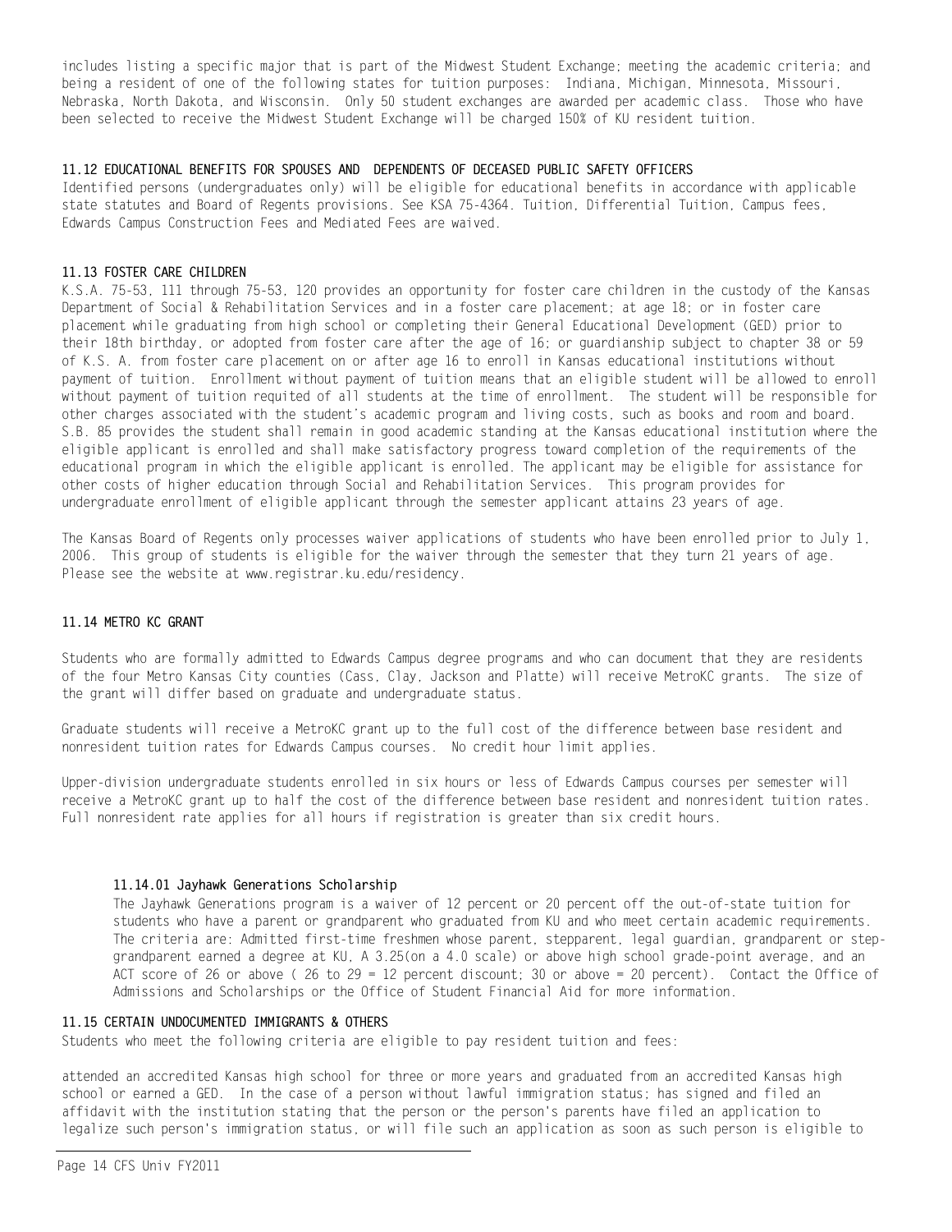includes listing a specific major that is part of the Midwest Student Exchange; meeting the academic criteria; and being a resident of one of the following states for tuition purposes: Indiana, Michigan, Minnesota, Missouri, Nebraska, North Dakota, and Wisconsin. Only 50 student exchanges are awarded per academic class. Those who have been selected to receive the Midwest Student Exchange will be charged 150% of KU resident tuition.

### 11.12 EDUCATIONAL BENEFITS FOR SPOUSES AND DEPENDENTS OF DECEASED PUBLIC SAFETY OFFICERS

Identified persons (undergraduates only) will be eligible for educational benefits in accordance with applicable state statutes and Board of Regents provisions. See KSA 75-4364. Tuition, Differential Tuition, Campus fees, Edwards Campus Construction Fees and Mediated Fees are waived.

### 11.13 FOSTER CARE CHILDREN

K.S.A. 75-53, 111 through 75-53, 120 provides an opportunity for foster care children in the custody of the Kansas Department of Social & Rehabilitation Services and in a foster care placement; at age 18; or in foster care placement while graduating from high school or completing their General Educational Development (GED) prior to their 18th birthday, or adopted from foster care after the age of 16; or guardianship subject to chapter 38 or 59 of K.S. A. from foster care placement on or after age 16 to enroll in Kansas educational institutions without payment of tuition. Enrollment without payment of tuition means that an eligible student will be allowed to enroll without payment of tuition requited of all students at the time of enrollment. The student will be responsible for other charges associated with the student's academic program and living costs, such as books and room and board. S.B. 85 provides the student shall remain in good academic standing at the Kansas educational institution where the eligible applicant is enrolled and shall make satisfactory progress toward completion of the requirements of the educational program in which the eligible applicant is enrolled. The applicant may be eligible for assistance for other costs of higher education through Social and Rehabilitation Services. This program provides for undergraduate enrollment of eligible applicant through the semester applicant attains 23 years of age.

The Kansas Board of Regents only processes waiver applications of students who have been enrolled prior to July 1, 2006. This group of students is eligible for the waiver through the semester that they turn 21 years of age. Please see the website at www.registrar.ku.edu/residency.

### 11.14 METRO KC GRANT

Students who are formally admitted to Edwards Campus degree programs and who can document that they are residents of the four Metro Kansas City counties (Cass, Clay, Jackson and Platte) will receive MetroKC grants. The size of the grant will differ based on graduate and undergraduate status.

Graduate students will receive a MetroKC grant up to the full cost of the difference between base resident and nonresident tuition rates for Edwards Campus courses. No credit hour limit applies.

Upper-division undergraduate students enrolled in six hours or less of Edwards Campus courses per semester will receive a MetroKC grant up to half the cost of the difference between base resident and nonresident tuition rates. Full nonresident rate applies for all hours if registration is greater than six credit hours.

#### 11.14.01 Jayhawk Generations Scholarship

The Jayhawk Generations program is a waiver of 12 percent or 20 percent off the out-of-state tuition for students who have a parent or grandparent who graduated from KU and who meet certain academic requirements. The criteria are: Admitted first-time freshmen whose parent, stepparent, legal guardian, grandparent or step-grandparent earned a degree at KU, A 3.25(on a 4.0 scale) or above high school grade-point average, and an ACT score of 26 or above ( 26 to 29 = 12 percent discount; 30 or above = 20 percent). Contact the Office of Admissions and Scholarships or the Office of Student Financial Aid for more information.

### 11.15 CERTAIN UNDOCUMENTED IMMIGRANTS & OTHERS

Students who meet the following criteria are eligible to pay resident tuition and fees:

attended an accredited Kansas high school for three or more years and graduated from an accredited Kansas high school or earned a GED. In the case of a person without lawful immigration status; has signed and filed an affidavit with the institution stating that the person or the person's parents have filed an application to legalize such person's immigration status, or will file such an application as soon as such person is eligible to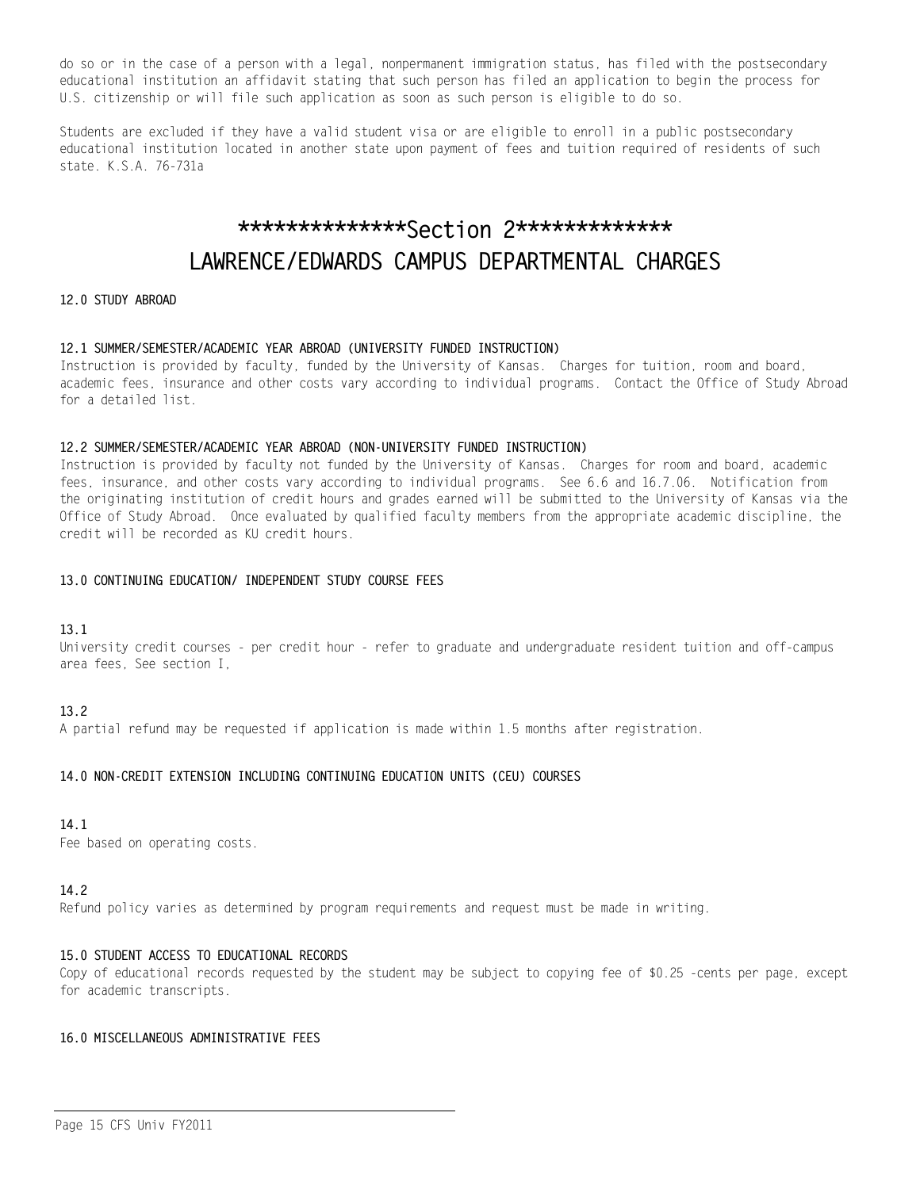do so or in the case of a person with a legal, nonpermanent immigration status, has filed with the postsecondary educational institution an affidavit stating that such person has filed an application to begin the process for U.S. citizenship or will file such application as soon as such person is eligible to do so.

Students are excluded if they have a valid student visa or are eligible to enroll in a public postsecondary educational institution located in another state upon payment of fees and tuition required of residents of such state. K.S.A. 76-731a

# **************Section 2*************
# LAWRENCE/EDWARDS CAMPUS DEPARTMENTAL CHARGES

**12.0 STUDY ABROAD**

**12.1 SUMMER/SEMESTER/ACADEMIC YEAR ABROAD (UNIVERSITY FUNDED INSTRUCTION)**
Instruction is provided by faculty, funded by the University of Kansas. Charges for tuition, room and board, academic fees, insurance and other costs vary according to individual programs. Contact the Office of Study Abroad for a detailed list.

**12.2 SUMMER/SEMESTER/ACADEMIC YEAR ABROAD (NON-UNIVERSITY FUNDED INSTRUCTION)**
Instruction is provided by faculty not funded by the University of Kansas. Charges for room and board, academic fees, insurance, and other costs vary according to individual programs. See 6.6 and 16.7.06. Notification from the originating institution of credit hours and grades earned will be submitted to the University of Kansas via the Office of Study Abroad. Once evaluated by qualified faculty members from the appropriate academic discipline, the credit will be recorded as KU credit hours.

**13.0 CONTINUING EDUCATION/ INDEPENDENT STUDY COURSE FEES**

**13.1**
University credit courses - per credit hour - refer to graduate and undergraduate resident tuition and off-campus area fees, See section I,

**13.2**
A partial refund may be requested if application is made within 1.5 months after registration.

**14.0 NON-CREDIT EXTENSION INCLUDING CONTINUING EDUCATION UNITS (CEU) COURSES**

**14.1**
Fee based on operating costs.

**14.2**
Refund policy varies as determined by program requirements and request must be made in writing.

**15.0 STUDENT ACCESS TO EDUCATIONAL RECORDS**
Copy of educational records requested by the student may be subject to copying fee of $0.25 -cents per page, except for academic transcripts.

**16.0 MISCELLANEOUS ADMINISTRATIVE FEES**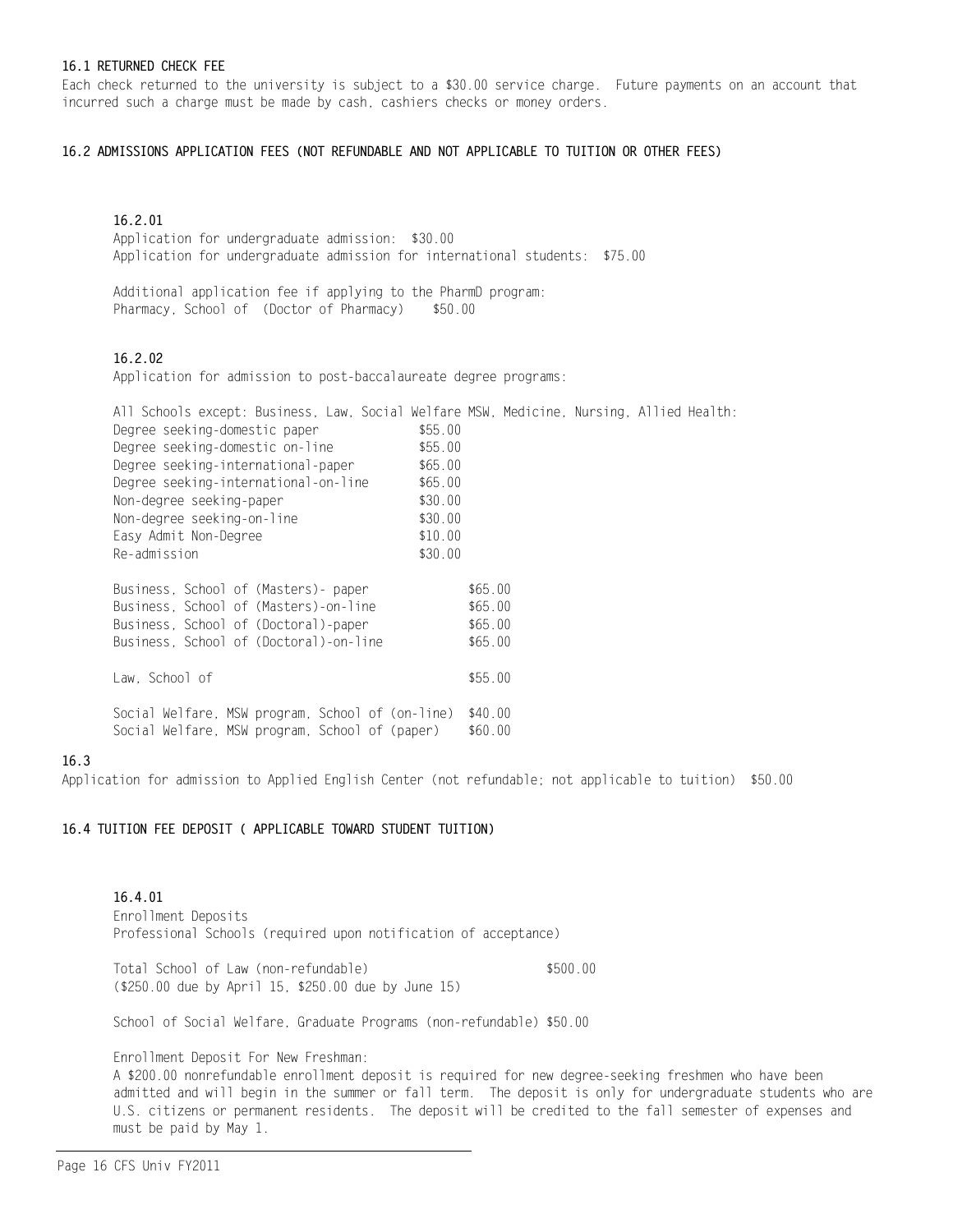### 16.1 RETURNED CHECK FEE

Each check returned to the university is subject to a $30.00 service charge. Future payments on an account that incurred such a charge must be made by cash, cashiers checks or money orders.

### 16.2 ADMISSIONS APPLICATION FEES (NOT REFUNDABLE AND NOT APPLICABLE TO TUITION OR OTHER FEES)

#### 16.2.01

Application for undergraduate admission: $30.00
Application for undergraduate admission for international students: $75.00

Additional application fee if applying to the PharmD program:
Pharmacy, School of (Doctor of Pharmacy) $50.00

#### 16.2.02

Application for admission to post-baccalaureate degree programs:

All Schools except: Business, Law, Social Welfare MSW, Medicine, Nursing, Allied Health:

| | |
|---|---|
| Degree seeking-domestic paper | $55.00 |
| Degree seeking-domestic on-line | $55.00 |
| Degree seeking-international-paper | $65.00 |
| Degree seeking-international-on-line | $65.00 |
| Non-degree seeking-paper | $30.00 |
| Non-degree seeking-on-line | $30.00 |
| Easy Admit Non-Degree | $10.00 |
| Re-admission | $30.00 |

| | |
|---|---|
| Business, School of (Masters)- paper | $65.00 |
| Business, School of (Masters)-on-line | $65.00 |
| Business, School of (Doctoral)-paper | $65.00 |
| Business, School of (Doctoral)-on-line | $65.00 |
| Law, School of | $55.00 |
| Social Welfare, MSW program, School of (on-line) | $40.00 |
| Social Welfare, MSW program, School of (paper) | $60.00 |

### 16.3

Application for admission to Applied English Center (not refundable; not applicable to tuition) $50.00

### 16.4 TUITION FEE DEPOSIT ( APPLICABLE TOWARD STUDENT TUITION)

#### 16.4.01

Enrollment Deposits
Professional Schools (required upon notification of acceptance)

Total School of Law (non-refundable) $500.00
($250.00 due by April 15, $250.00 due by June 15)

School of Social Welfare, Graduate Programs (non-refundable) $50.00

Enrollment Deposit For New Freshman:
A $200.00 nonrefundable enrollment deposit is required for new degree-seeking freshmen who have been admitted and will begin in the summer or fall term. The deposit is only for undergraduate students who are U.S. citizens or permanent residents. The deposit will be credited to the fall semester of expenses and must be paid by May 1.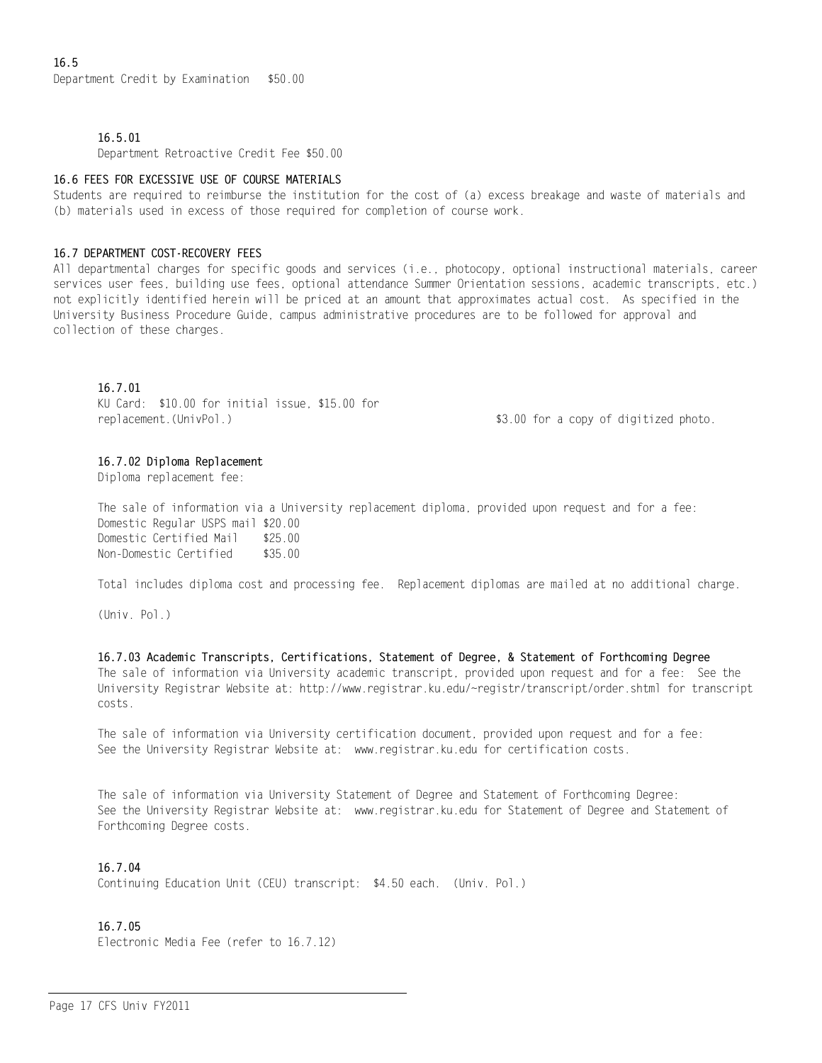**16.5**
Department Credit by Examination   $50.00

**16.5.01**
Department Retroactive Credit Fee $50.00

**16.6 FEES FOR EXCESSIVE USE OF COURSE MATERIALS**
Students are required to reimburse the institution for the cost of (a) excess breakage and waste of materials and (b) materials used in excess of those required for completion of course work.

**16.7 DEPARTMENT COST-RECOVERY FEES**
All departmental charges for specific goods and services (i.e., photocopy, optional instructional materials, career services user fees, building use fees, optional attendance Summer Orientation sessions, academic transcripts, etc.) not explicitly identified herein will be priced at an amount that approximates actual cost. As specified in the University Business Procedure Guide, campus administrative procedures are to be followed for approval and collection of these charges.

**16.7.01**
KU Card: $10.00 for initial issue, $15.00 for replacement.(UnivPol.)   $3.00 for a copy of digitized photo.

**16.7.02 Diploma Replacement**
Diploma replacement fee:

The sale of information via a University replacement diploma, provided upon request and for a fee:
Domestic Regular USPS mail $20.00
Domestic Certified Mail $25.00
Non-Domestic Certified $35.00

Total includes diploma cost and processing fee. Replacement diplomas are mailed at no additional charge.

(Univ. Pol.)

**16.7.03 Academic Transcripts, Certifications, Statement of Degree, & Statement of Forthcoming Degree**
The sale of information via University academic transcript, provided upon request and for a fee: See the University Registrar Website at: http://www.registrar.ku.edu/~registr/transcript/order.shtml for transcript costs.

The sale of information via University certification document, provided upon request and for a fee: See the University Registrar Website at: www.registrar.ku.edu for certification costs.

The sale of information via University Statement of Degree and Statement of Forthcoming Degree: See the University Registrar Website at: www.registrar.ku.edu for Statement of Degree and Statement of Forthcoming Degree costs.

**16.7.04**
Continuing Education Unit (CEU) transcript: $4.50 each. (Univ. Pol.)

**16.7.05**
Electronic Media Fee (refer to 16.7.12)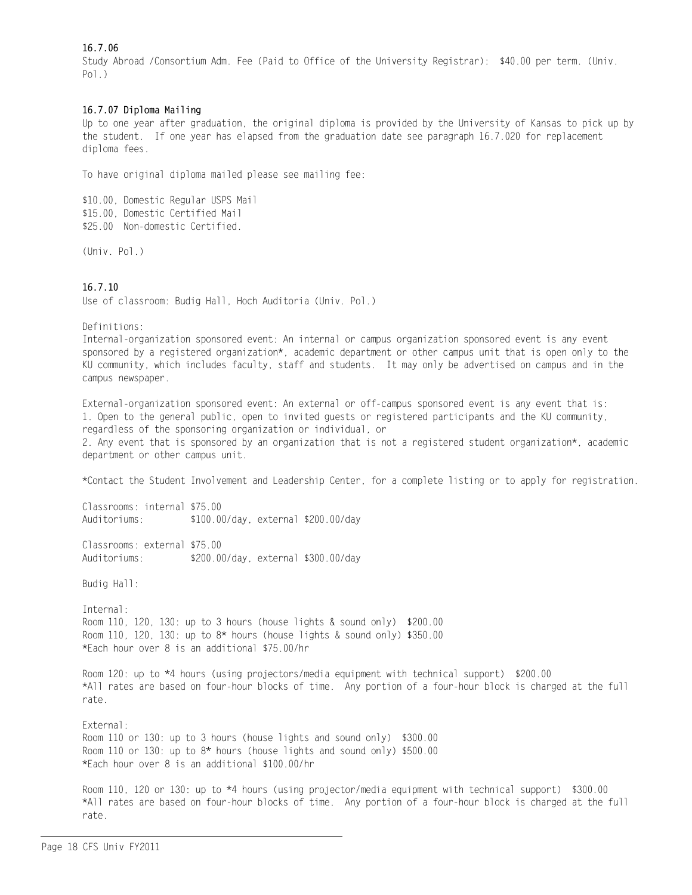**16.7.06**

Study Abroad /Consortium Adm. Fee (Paid to Office of the University Registrar): $40.00 per term. (Univ. Pol.)

**16.7.07 Diploma Mailing**

Up to one year after graduation, the original diploma is provided by the University of Kansas to pick up by the student. If one year has elapsed from the graduation date see paragraph 16.7.020 for replacement diploma fees.

To have original diploma mailed please see mailing fee:

$10.00, Domestic Regular USPS Mail
$15.00, Domestic Certified Mail
$25.00 Non-domestic Certified.

(Univ. Pol.)

**16.7.10**

Use of classroom: Budig Hall, Hoch Auditoria (Univ. Pol.)

Definitions:
Internal-organization sponsored event: An internal or campus organization sponsored event is any event sponsored by a registered organization*, academic department or other campus unit that is open only to the KU community, which includes faculty, staff and students. It may only be advertised on campus and in the campus newspaper.

External-organization sponsored event: An external or off-campus sponsored event is any event that is:
1. Open to the general public, open to invited guests or registered participants and the KU community, regardless of the sponsoring organization or individual, or
2. Any event that is sponsored by an organization that is not a registered student organization*, academic department or other campus unit.

*Contact the Student Involvement and Leadership Center, for a complete listing or to apply for registration.

Classrooms: internal $75.00
Auditoriums: $100.00/day, external $200.00/day

Classrooms: external $75.00
Auditoriums: $200.00/day, external $300.00/day

Budig Hall:

Internal:
Room 110, 120, 130: up to 3 hours (house lights & sound only) $200.00
Room 110, 120, 130: up to 8* hours (house lights & sound only) $350.00
*Each hour over 8 is an additional $75.00/hr

Room 120: up to *4 hours (using projectors/media equipment with technical support) $200.00
*All rates are based on four-hour blocks of time. Any portion of a four-hour block is charged at the full rate.

External:
Room 110 or 130: up to 3 hours (house lights and sound only) $300.00
Room 110 or 130: up to 8* hours (house lights and sound only) $500.00
*Each hour over 8 is an additional $100.00/hr

Room 110, 120 or 130: up to *4 hours (using projector/media equipment with technical support) $300.00
*All rates are based on four-hour blocks of time. Any portion of a four-hour block is charged at the full rate.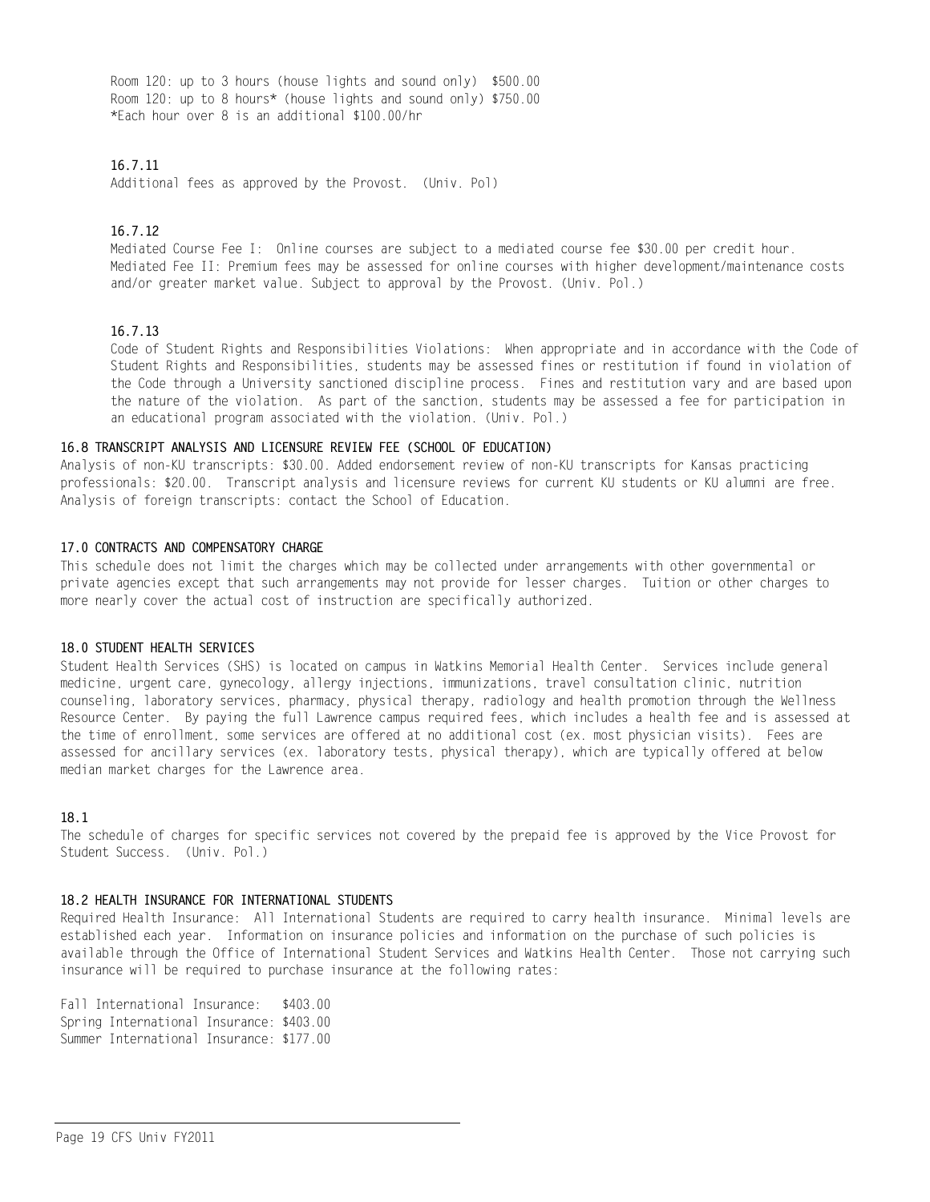Room 120: up to 3 hours (house lights and sound only) $500.00
Room 120: up to 8 hours* (house lights and sound only) $750.00
*Each hour over 8 is an additional $100.00/hr

**16.7.11**
Additional fees as approved by the Provost. (Univ. Pol)

**16.7.12**
Mediated Course Fee I: Online courses are subject to a mediated course fee $30.00 per credit hour.
Mediated Fee II: Premium fees may be assessed for online courses with higher development/maintenance costs and/or greater market value. Subject to approval by the Provost. (Univ. Pol.)

**16.7.13**
Code of Student Rights and Responsibilities Violations: When appropriate and in accordance with the Code of Student Rights and Responsibilities, students may be assessed fines or restitution if found in violation of the Code through a University sanctioned discipline process. Fines and restitution vary and are based upon the nature of the violation. As part of the sanction, students may be assessed a fee for participation in an educational program associated with the violation. (Univ. Pol.)

### 16.8 TRANSCRIPT ANALYSIS AND LICENSURE REVIEW FEE (SCHOOL OF EDUCATION)

Analysis of non-KU transcripts: $30.00. Added endorsement review of non-KU transcripts for Kansas practicing professionals: $20.00. Transcript analysis and licensure reviews for current KU students or KU alumni are free. Analysis of foreign transcripts: contact the School of Education.

## 17.0 CONTRACTS AND COMPENSATORY CHARGE

This schedule does not limit the charges which may be collected under arrangements with other governmental or private agencies except that such arrangements may not provide for lesser charges. Tuition or other charges to more nearly cover the actual cost of instruction are specifically authorized.

## 18.0 STUDENT HEALTH SERVICES

Student Health Services (SHS) is located on campus in Watkins Memorial Health Center. Services include general medicine, urgent care, gynecology, allergy injections, immunizations, travel consultation clinic, nutrition counseling, laboratory services, pharmacy, physical therapy, radiology and health promotion through the Wellness Resource Center. By paying the full Lawrence campus required fees, which includes a health fee and is assessed at the time of enrollment, some services are offered at no additional cost (ex. most physician visits). Fees are assessed for ancillary services (ex. laboratory tests, physical therapy), which are typically offered at below median market charges for the Lawrence area.

**18.1**
The schedule of charges for specific services not covered by the prepaid fee is approved by the Vice Provost for Student Success. (Univ. Pol.)

### 18.2 HEALTH INSURANCE FOR INTERNATIONAL STUDENTS

Required Health Insurance: All International Students are required to carry health insurance. Minimal levels are established each year. Information on insurance policies and information on the purchase of such policies is available through the Office of International Student Services and Watkins Health Center. Those not carrying such insurance will be required to purchase insurance at the following rates:

Fall International Insurance: $403.00
Spring International Insurance: $403.00
Summer International Insurance: $177.00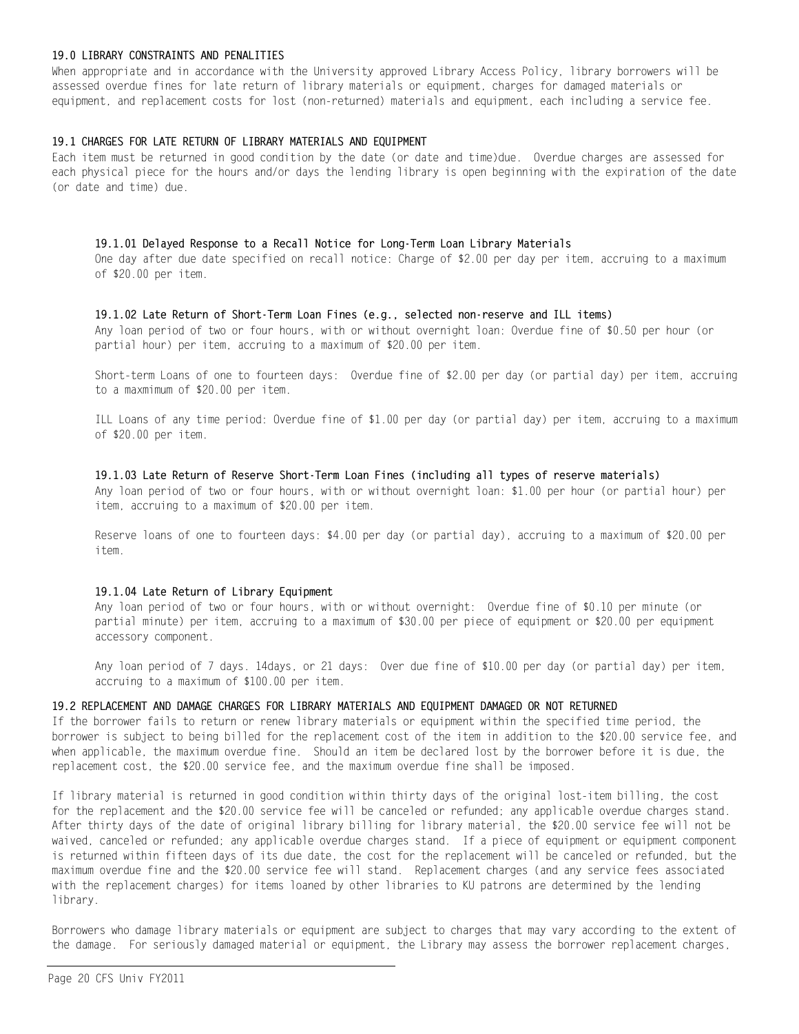## 19.0 LIBRARY CONSTRAINTS AND PENALITIES

When appropriate and in accordance with the University approved Library Access Policy, library borrowers will be assessed overdue fines for late return of library materials or equipment, charges for damaged materials or equipment, and replacement costs for lost (non-returned) materials and equipment, each including a service fee.

## 19.1 CHARGES FOR LATE RETURN OF LIBRARY MATERIALS AND EQUIPMENT

Each item must be returned in good condition by the date (or date and time)due. Overdue charges are assessed for each physical piece for the hours and/or days the lending library is open beginning with the expiration of the date (or date and time) due.

### 19.1.01 Delayed Response to a Recall Notice for Long-Term Loan Library Materials

One day after due date specified on recall notice: Charge of $2.00 per day per item, accruing to a maximum of $20.00 per item.

### 19.1.02 Late Return of Short-Term Loan Fines (e.g., selected non-reserve and ILL items)

Any loan period of two or four hours, with or without overnight loan: Overdue fine of $0.50 per hour (or partial hour) per item, accruing to a maximum of $20.00 per item.

Short-term Loans of one to fourteen days: Overdue fine of $2.00 per day (or partial day) per item, accruing to a maxmimum of $20.00 per item.

ILL Loans of any time period: Overdue fine of $1.00 per day (or partial day) per item, accruing to a maximum of $20.00 per item.

### 19.1.03 Late Return of Reserve Short-Term Loan Fines (including all types of reserve materials)

Any loan period of two or four hours, with or without overnight loan: $1.00 per hour (or partial hour) per item, accruing to a maximum of $20.00 per item.

Reserve loans of one to fourteen days: $4.00 per day (or partial day), accruing to a maximum of $20.00 per item.

### 19.1.04 Late Return of Library Equipment

Any loan period of two or four hours, with or without overnight: Overdue fine of $0.10 per minute (or partial minute) per item, accruing to a maximum of $30.00 per piece of equipment or $20.00 per equipment accessory component.

Any loan period of 7 days. 14days, or 21 days: Over due fine of $10.00 per day (or partial day) per item, accruing to a maximum of $100.00 per item.

## 19.2 REPLACEMENT AND DAMAGE CHARGES FOR LIBRARY MATERIALS AND EQUIPMENT DAMAGED OR NOT RETURNED

If the borrower fails to return or renew library materials or equipment within the specified time period, the borrower is subject to being billed for the replacement cost of the item in addition to the $20.00 service fee, and when applicable, the maximum overdue fine. Should an item be declared lost by the borrower before it is due, the replacement cost, the $20.00 service fee, and the maximum overdue fine shall be imposed.

If library material is returned in good condition within thirty days of the original lost-item billing, the cost for the replacement and the $20.00 service fee will be canceled or refunded; any applicable overdue charges stand. After thirty days of the date of original library billing for library material, the $20.00 service fee will not be waived, canceled or refunded; any applicable overdue charges stand. If a piece of equipment or equipment component is returned within fifteen days of its due date, the cost for the replacement will be canceled or refunded, but the maximum overdue fine and the $20.00 service fee will stand. Replacement charges (and any service fees associated with the replacement charges) for items loaned by other libraries to KU patrons are determined by the lending library.

Borrowers who damage library materials or equipment are subject to charges that may vary according to the extent of the damage. For seriously damaged material or equipment, the Library may assess the borrower replacement charges,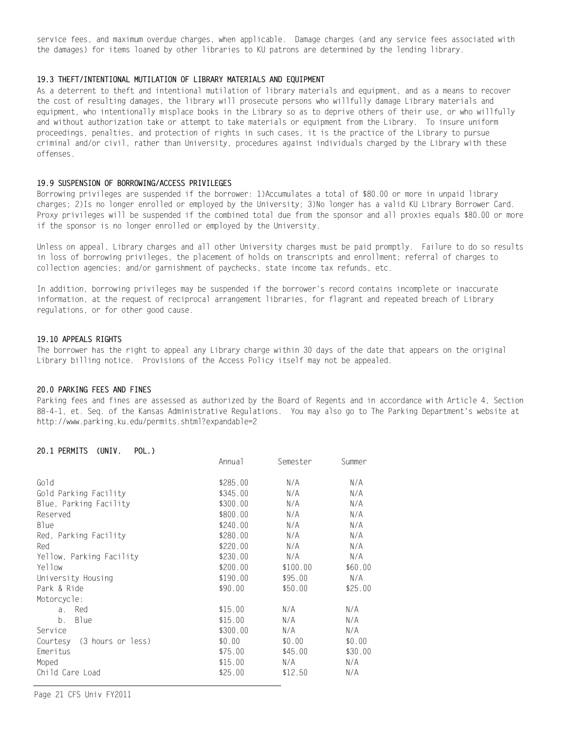service fees, and maximum overdue charges, when applicable. Damage charges (and any service fees associated with the damages) for items loaned by other libraries to KU patrons are determined by the lending library.

### 19.3 THEFT/INTENTIONAL MUTILATION OF LIBRARY MATERIALS AND EQUIPMENT

As a deterrent to theft and intentional mutilation of library materials and equipment, and as a means to recover the cost of resulting damages, the library will prosecute persons who willfully damage Library materials and equipment, who intentionally misplace books in the Library so as to deprive others of their use, or who willfully and without authorization take or attempt to take materials or equipment from the Library. To insure uniform proceedings, penalties, and protection of rights in such cases, it is the practice of the Library to pursue criminal and/or civil, rather than University, procedures against individuals charged by the Library with these offenses.

### 19.9 SUSPENSION OF BORROWING/ACCESS PRIVILEGES

Borrowing privileges are suspended if the borrower: 1)Accumulates a total of $80.00 or more in unpaid library charges; 2)Is no longer enrolled or employed by the University; 3)No longer has a valid KU Library Borrower Card. Proxy privileges will be suspended if the combined total due from the sponsor and all proxies equals $80.00 or more if the sponsor is no longer enrolled or employed by the University.

Unless on appeal, Library charges and all other University charges must be paid promptly. Failure to do so results in loss of borrowing privileges, the placement of holds on transcripts and enrollment; referral of charges to collection agencies; and/or garnishment of paychecks, state income tax refunds, etc.

In addition, borrowing privileges may be suspended if the borrower's record contains incomplete or inaccurate information, at the request of reciprocal arrangement libraries, for flagrant and repeated breach of Library regulations, or for other good cause.

### 19.10 APPEALS RIGHTS

The borrower has the right to appeal any Library charge within 30 days of the date that appears on the original Library billing notice. Provisions of the Access Policy itself may not be appealed.

### 20.0 PARKING FEES AND FINES

Parking fees and fines are assessed as authorized by the Board of Regents and in accordance with Article 4, Section 88-4-1, et. Seq. of the Kansas Administrative Regulations. You may also go to The Parking Department's website at http://www.parking.ku.edu/permits.shtml?expandable=2

### 20.1 PERMITS (UNIV. POL.)

| | Annual | Semester | Summer |
|---|---|---|---|
| Gold | $285.00 | N/A | N/A |
| Gold Parking Facility | $345.00 | N/A | N/A |
| Blue, Parking Facility | $300.00 | N/A | N/A |
| Reserved | $800.00 | N/A | N/A |
| Blue | $240.00 | N/A | N/A |
| Red, Parking Facility | $280.00 | N/A | N/A |
| Red | $220.00 | N/A | N/A |
| Yellow, Parking Facility | $230.00 | N/A | N/A |
| Yellow | $200.00 | $100.00 | $60.00 |
| University Housing | $190.00 | $95.00 | N/A |
| Park & Ride | $90.00 | $50.00 | $25.00 |
| Motorcycle: | | | |
| a. Red | $15.00 | N/A | N/A |
| b. Blue | $15.00 | N/A | N/A |
| Service | $300.00 | N/A | N/A |
| Courtesy (3 hours or less) | $0.00 | $0.00 | $0.00 |
| Emeritus | $75.00 | $45.00 | $30.00 |
| Moped | $15.00 | N/A | N/A |
| Child Care Load | $25.00 | $12.50 | N/A |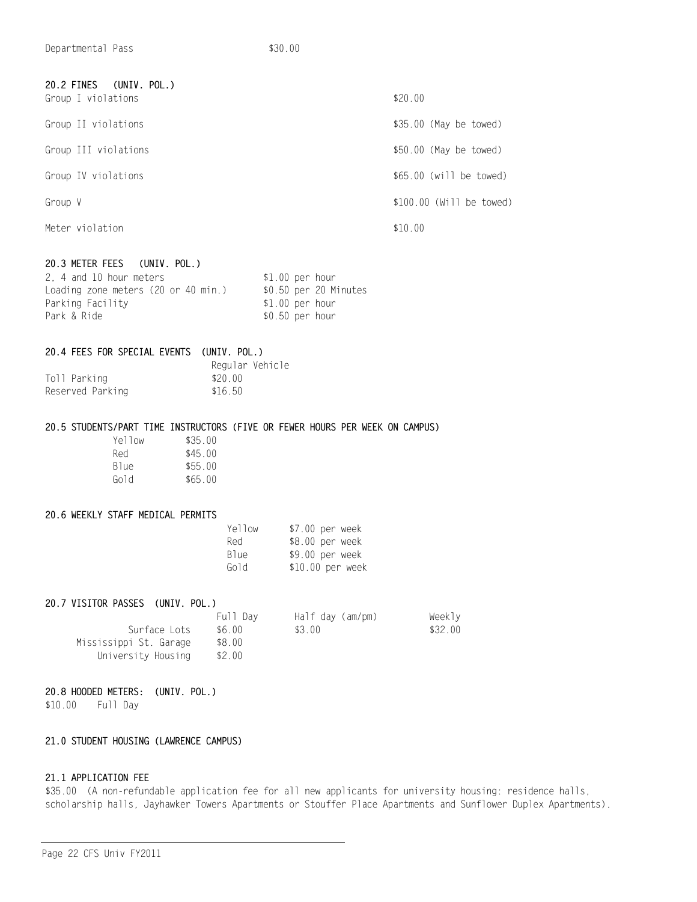| | |
|---|---|
| Departmental Pass | $30.00 |

**20.2 FINES (UNIV. POL.)**

| | |
|---|---|
| Group I violations | $20.00 |
| Group II violations | $35.00 (May be towed) |
| Group III violations | $50.00 (May be towed) |
| Group IV violations | $65.00 (will be towed) |
| Group V | $100.00 (Will be towed) |
| Meter violation | $10.00 |

**20.3 METER FEES (UNIV. POL.)**

| | |
|---|---|
| 2, 4 and 10 hour meters | $1.00 per hour |
| Loading zone meters (20 or 40 min.) | $0.50 per 20 Minutes |
| Parking Facility | $1.00 per hour |
| Park & Ride | $0.50 per hour |

**20.4 FEES FOR SPECIAL EVENTS (UNIV. POL.)**

| | Regular Vehicle |
|---|---|
| Toll Parking | $20.00 |
| Reserved Parking | $16.50 |

**20.5 STUDENTS/PART TIME INSTRUCTORS (FIVE OR FEWER HOURS PER WEEK ON CAMPUS)**

| | |
|---|---|
| Yellow | $35.00 |
| Red | $45.00 |
| Blue | $55.00 |
| Gold | $65.00 |

**20.6 WEEKLY STAFF MEDICAL PERMITS**

| | |
|---|---|
| Yellow | $7.00 per week |
| Red | $8.00 per week |
| Blue | $9.00 per week |
| Gold | $10.00 per week |

**20.7 VISITOR PASSES (UNIV. POL.)**

| | Full Day | Half day (am/pm) | Weekly |
|---|---|---|---|
| Surface Lots | $6.00 | $3.00 | $32.00 |
| Mississippi St. Garage | $8.00 | | |
| University Housing | $2.00 | | |

**20.8 HOODED METERS: (UNIV. POL.)**

$10.00 Full Day

**21.0 STUDENT HOUSING (LAWRENCE CAMPUS)**

**21.1 APPLICATION FEE**

$35.00 (A non-refundable application fee for all new applicants for university housing: residence halls, scholarship halls, Jayhawker Towers Apartments or Stouffer Place Apartments and Sunflower Duplex Apartments).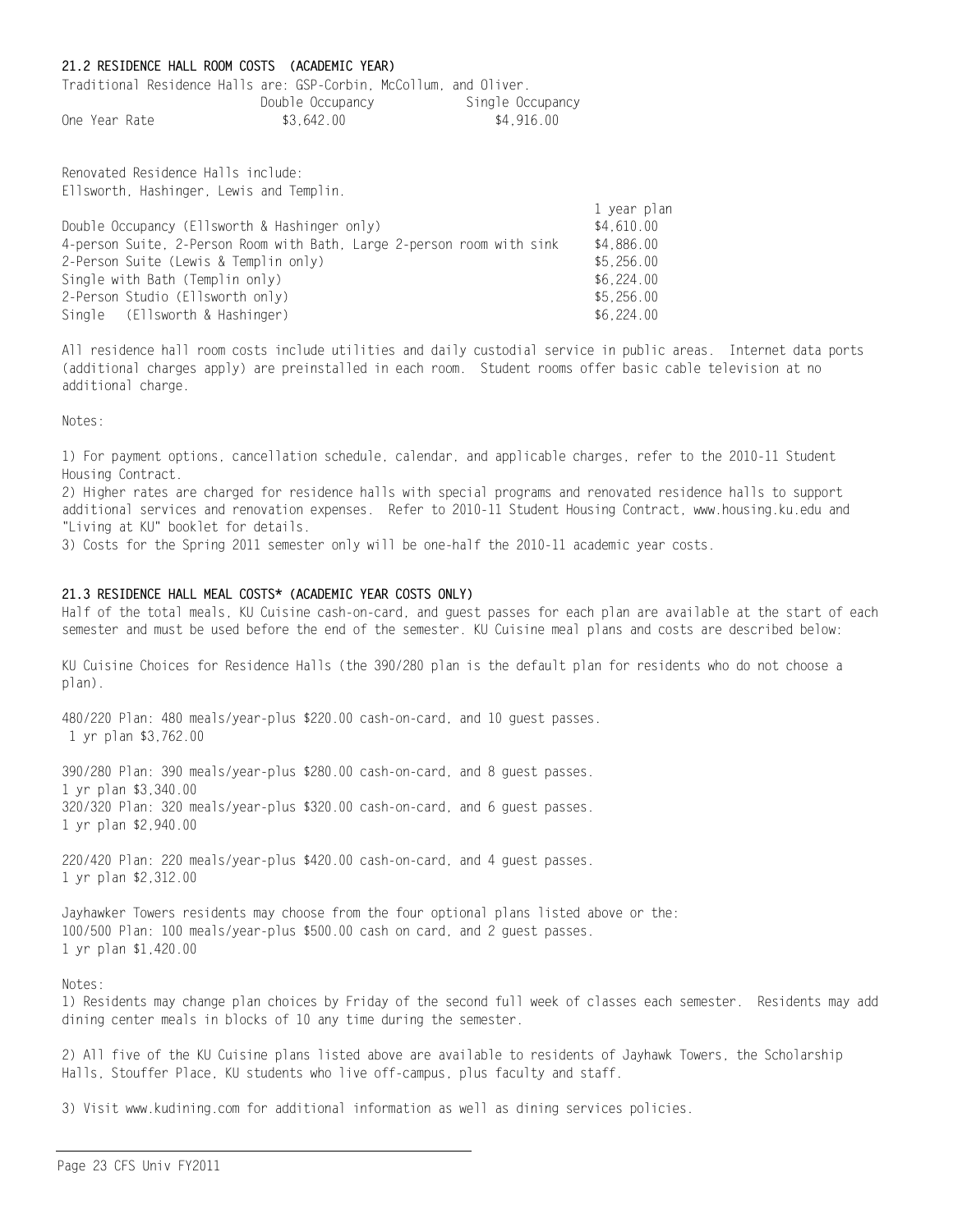## 21.2 RESIDENCE HALL ROOM COSTS (ACADEMIC YEAR)

Traditional Residence Halls are: GSP-Corbin, McCollum, and Oliver.

| | Double Occupancy | Single Occupancy |
|---|---|---|
| One Year Rate | $3,642.00 | $4,916.00 |

Renovated Residence Halls include:
Ellsworth, Hashinger, Lewis and Templin.

| | 1 year plan |
|---|---|
| Double Occupancy (Ellsworth & Hashinger only) | $4,610.00 |
| 4-person Suite, 2-Person Room with Bath, Large 2-person room with sink | $4,886.00 |
| 2-Person Suite (Lewis & Templin only) | $5,256.00 |
| Single with Bath (Templin only) | $6,224.00 |
| 2-Person Studio (Ellsworth only) | $5,256.00 |
| Single (Ellsworth & Hashinger) | $6,224.00 |

All residence hall room costs include utilities and daily custodial service in public areas. Internet data ports (additional charges apply) are preinstalled in each room. Student rooms offer basic cable television at no additional charge.

Notes:

1) For payment options, cancellation schedule, calendar, and applicable charges, refer to the 2010-11 Student Housing Contract.
2) Higher rates are charged for residence halls with special programs and renovated residence halls to support additional services and renovation expenses. Refer to 2010-11 Student Housing Contract, www.housing.ku.edu and "Living at KU" booklet for details.
3) Costs for the Spring 2011 semester only will be one-half the 2010-11 academic year costs.

## 21.3 RESIDENCE HALL MEAL COSTS* (ACADEMIC YEAR COSTS ONLY)

Half of the total meals, KU Cuisine cash-on-card, and guest passes for each plan are available at the start of each semester and must be used before the end of the semester. KU Cuisine meal plans and costs are described below:

KU Cuisine Choices for Residence Halls (the 390/280 plan is the default plan for residents who do not choose a plan).

480/220 Plan: 480 meals/year-plus $220.00 cash-on-card, and 10 guest passes.
1 yr plan $3,762.00

390/280 Plan: 390 meals/year-plus $280.00 cash-on-card, and 8 guest passes.
1 yr plan $3,340.00
320/320 Plan: 320 meals/year-plus $320.00 cash-on-card, and 6 guest passes.
1 yr plan $2,940.00

220/420 Plan: 220 meals/year-plus $420.00 cash-on-card, and 4 guest passes.
1 yr plan $2,312.00

Jayhawker Towers residents may choose from the four optional plans listed above or the:
100/500 Plan: 100 meals/year-plus $500.00 cash on card, and 2 guest passes.
1 yr plan $1,420.00

Notes:
1) Residents may change plan choices by Friday of the second full week of classes each semester. Residents may add dining center meals in blocks of 10 any time during the semester.

2) All five of the KU Cuisine plans listed above are available to residents of Jayhawk Towers, the Scholarship Halls, Stouffer Place, KU students who live off-campus, plus faculty and staff.

3) Visit www.kudining.com for additional information as well as dining services policies.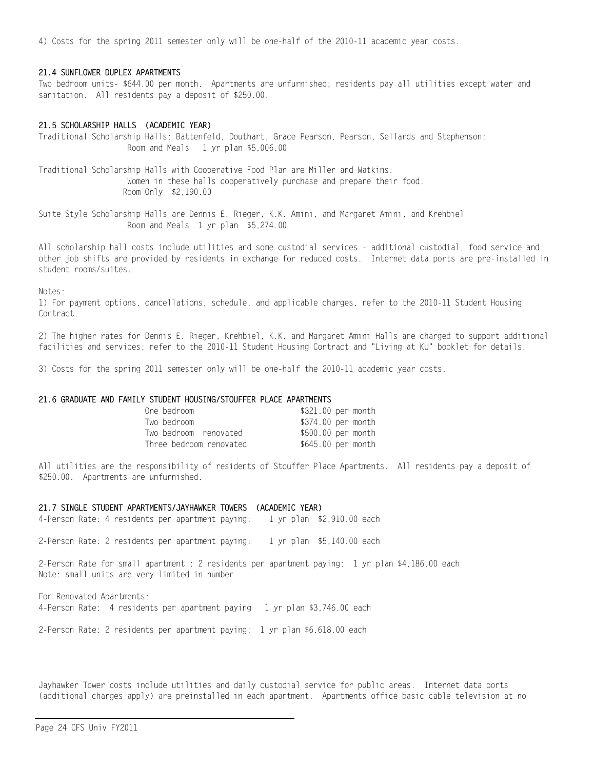4) Costs for the spring 2011 semester only will be one-half of the 2010-11 academic year costs.

### 21.4 SUNFLOWER DUPLEX APARTMENTS

Two bedroom units- $644.00 per month. Apartments are unfurnished; residents pay all utilities except water and sanitation. All residents pay a deposit of $250.00.

### 21.5 SCHOLARSHIP HALLS (ACADEMIC YEAR)

Traditional Scholarship Halls: Battenfeld, Douthart, Grace Pearson, Pearson, Sellards and Stephenson:
Room and Meals 1 yr plan $5,006.00

Traditional Scholarship Halls with Cooperative Food Plan are Miller and Watkins:
Women in these halls cooperatively purchase and prepare their food.
Room Only $2,190.00

Suite Style Scholarship Halls are Dennis E. Rieger, K.K. Amini, and Margaret Amini, and Krehbiel
Room and Meals 1 yr plan $5,274.00

All scholarship hall costs include utilities and some custodial services - additional custodial, food service and other job shifts are provided by residents in exchange for reduced costs. Internet data ports are pre-installed in student rooms/suites.

Notes:

1) For payment options, cancellations, schedule, and applicable charges, refer to the 2010-11 Student Housing Contract.

2) The higher rates for Dennis E. Rieger, Krehbiel, K.K. and Margaret Amini Halls are charged to support additional facilities and services; refer to the 2010-11 Student Housing Contract and "Living at KU" booklet for details.

3) Costs for the spring 2011 semester only will be one-half the 2010-11 academic year costs.

### 21.6 GRADUATE AND FAMILY STUDENT HOUSING/STOUFFER PLACE APARTMENTS

| | |
|---|---|
| One bedroom | $321.00 per month |
| Two bedroom | $374.00 per month |
| Two bedroom renovated | $500.00 per month |
| Three bedroom renovated | $645.00 per month |

All utilities are the responsibility of residents of Stouffer Place Apartments. All residents pay a deposit of $250.00. Apartments are unfurnished.

### 21.7 SINGLE STUDENT APARTMENTS/JAYHAWKER TOWERS (ACADEMIC YEAR)

4-Person Rate: 4 residents per apartment paying: 1 yr plan $2,910.00 each

2-Person Rate: 2 residents per apartment paying: 1 yr plan $5,140.00 each

2-Person Rate for small apartment : 2 residents per apartment paying: 1 yr plan $4,186.00 each
Note: small units are very limited in number

For Renovated Apartments:
4-Person Rate: 4 residents per apartment paying 1 yr plan $3,746.00 each

2-Person Rate: 2 residents per apartment paying: 1 yr plan $6,618.00 each

Jayhawker Tower costs include utilities and daily custodial service for public areas. Internet data ports (additional charges apply) are preinstalled in each apartment. Apartments office basic cable television at no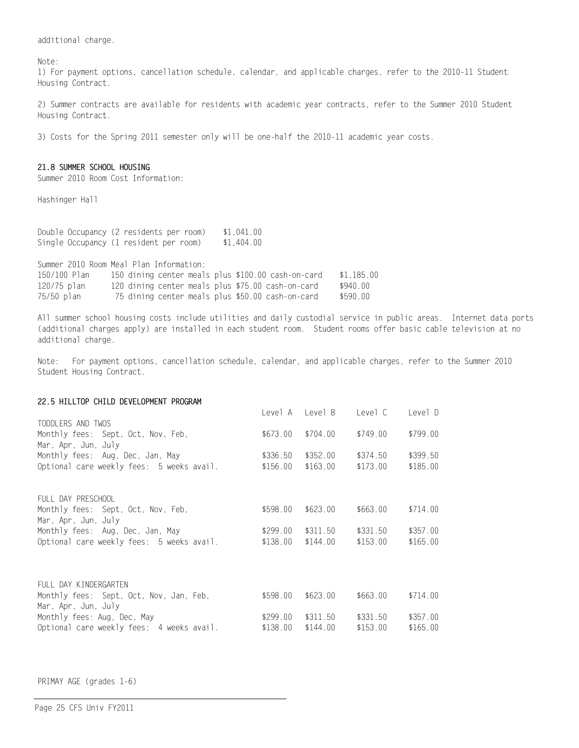additional charge.

Note:

1) For payment options, cancellation schedule, calendar, and applicable charges, refer to the 2010-11 Student Housing Contract.

2) Summer contracts are available for residents with academic year contracts, refer to the Summer 2010 Student Housing Contract.

3) Costs for the Spring 2011 semester only will be one-half the 2010-11 academic year costs.

### 21.8 SUMMER SCHOOL HOUSING

Summer 2010 Room Cost Information:

Hashinger Hall

| | |
|---|---|
| Double Occupancy (2 residents per room) | $1,041.00 |
| Single Occupancy (1 resident per room) | $1,404.00 |

Summer 2010 Room Meal Plan Information:

| | | |
|---|---|---|
| 150/100 Plan | 150 dining center meals plus $100.00 cash-on-card | $1,185.00 |
| 120/75 plan | 120 dining center meals plus $75.00 cash-on-card | $940.00 |
| 75/50 plan | 75 dining center meals plus $50.00 cash-on-card | $590.00 |

All summer school housing costs include utilities and daily custodial service in public areas. Internet data ports (additional charges apply) are installed in each student room. Student rooms offer basic cable television at no additional charge.

Note: For payment options, cancellation schedule, calendar, and applicable charges, refer to the Summer 2010 Student Housing Contract.

### 22.5 HILLTOP CHILD DEVELOPMENT PROGRAM

| | Level A | Level B | Level C | Level D |
|---|---|---|---|---|
| TODDLERS AND TWOS | | | | |
| Monthly fees: Sept, Oct, Nov, Feb, Mar, Apr, Jun, July | $673.00 | $704.00 | $749.00 | $799.00 |
| Monthly fees: Aug, Dec, Jan, May | $336.50 | $352.00 | $374.50 | $399.50 |
| Optional care weekly fees: 5 weeks avail. | $156.00 | $163.00 | $173.00 | $185.00 |
| FULL DAY PRESCHOOL | | | | |
| Monthly fees: Sept, Oct, Nov, Feb, Mar, Apr, Jun, July | $598.00 | $623.00 | $663.00 | $714.00 |
| Monthly fees: Aug, Dec, Jan, May | $299.00 | $311.50 | $331.50 | $357.00 |
| Optional care weekly fees: 5 weeks avail. | $138.00 | $144.00 | $153.00 | $165.00 |
| FULL DAY KINDERGARTEN | | | | |
| Monthly fees: Sept, Oct, Nov, Jan, Feb, Mar, Apr, Jun, July | $598.00 | $623.00 | $663.00 | $714.00 |
| Monthly fees: Aug, Dec, May | $299.00 | $311.50 | $331.50 | $357.00 |
| Optional care weekly fees: 4 weeks avail. | $138.00 | $144.00 | $153.00 | $165.00 |

PRIMAY AGE (grades 1-6)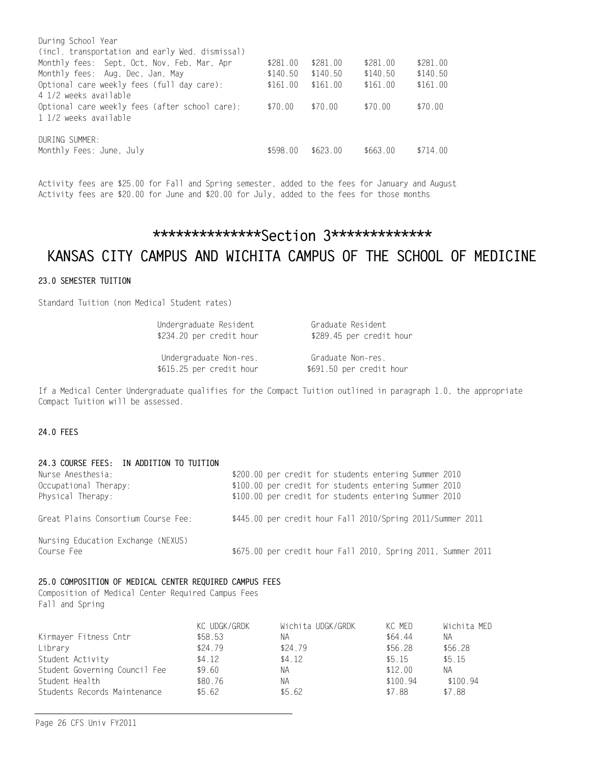| | | | | |
|---|---|---|---|---|
| During School Year<br>(incl. transportation and early Wed. dismissal) | | | | |
| Monthly fees: Sept, Oct, Nov, Feb, Mar, Apr | \$281.00 | \$281.00 | \$281.00 | \$281.00 |
| Monthly fees: Aug, Dec, Jan, May | \$140.50 | \$140.50 | \$140.50 | \$140.50 |
| Optional care weekly fees (full day care):<br>4 1/2 weeks available | \$161.00 | \$161.00 | \$161.00 | \$161.00 |
| Optional care weekly fees (after school care):<br>1 1/2 weeks available | \$70.00 | \$70.00 | \$70.00 | \$70.00 |
| DURING SUMMER: | | | | |
| Monthly Fees: June, July | \$598.00 | \$623.00 | \$663.00 | \$714.00 |

Activity fees are \$25.00 for Fall and Spring semester, added to the fees for January and August
Activity fees are \$20.00 for June and \$20.00 for July, added to the fees for those months

# **************Section 3*************

# KANSAS CITY CAMPUS AND WICHITA CAMPUS OF THE SCHOOL OF MEDICINE

### 23.0 SEMESTER TUITION

Standard Tuition (non Medical Student rates)

| | |
|---|---|
| Undergraduate Resident<br>\$234.20 per credit hour | Graduate Resident<br>\$289.45 per credit hour |
| Undergraduate Non-res.<br>\$615.25 per credit hour | Graduate Non-res.<br>\$691.50 per credit hour |

If a Medical Center Undergraduate qualifies for the Compact Tuition outlined in paragraph 1.0, the appropriate Compact Tuition will be assessed.

### 24.0 FEES

#### 24.3 COURSE FEES: IN ADDITION TO TUITION

| | |
|---|---|
| Nurse Anesthesia: | \$200.00 per credit for students entering Summer 2010 |
| Occupational Therapy: | \$100.00 per credit for students entering Summer 2010 |
| Physical Therapy: | \$100.00 per credit for students entering Summer 2010 |
| Great Plains Consortium Course Fee: | \$445.00 per credit hour Fall 2010/Spring 2011/Summer 2011 |
| Nursing Education Exchange (NEXUS) Course Fee | \$675.00 per credit hour Fall 2010, Spring 2011, Summer 2011 |

### 25.0 COMPOSITION OF MEDICAL CENTER REQUIRED CAMPUS FEES

Composition of Medical Center Required Campus Fees
Fall and Spring

| | KC UDGK/GRDK | Wichita UDGK/GRDK | KC MED | Wichita MED |
|---|---|---|---|---|
| Kirmayer Fitness Cntr | \$58.53 | NA | \$64.44 | NA |
| Library | \$24.79 | \$24.79 | \$56.28 | \$56.28 |
| Student Activity | \$4.12 | \$4.12 | \$5.15 | \$5.15 |
| Student Governing Council Fee | \$9.60 | NA | \$12.00 | NA |
| Student Health | \$80.76 | NA | \$100.94 | \$100.94 |
| Students Records Maintenance | \$5.62 | \$5.62 | \$7.88 | \$7.88 |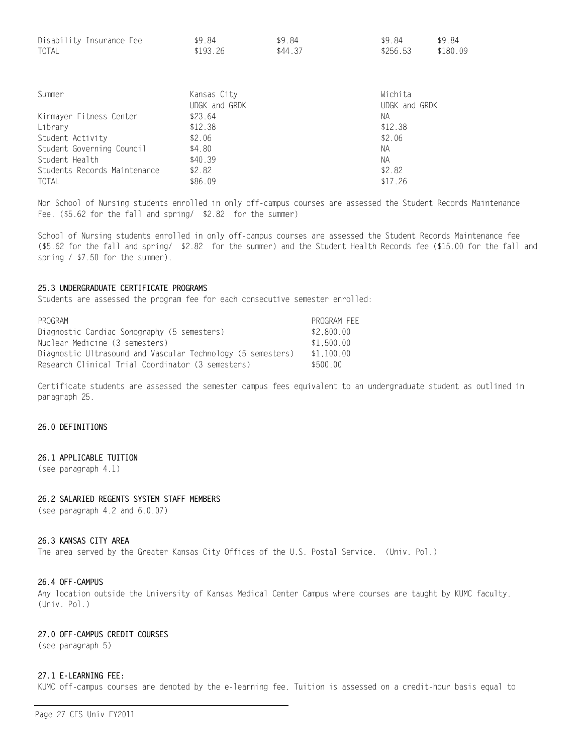| | | | | |
|---|---|---|---|---|
| Disability Insurance Fee | $9.84 | $9.84 | $9.84 | $9.84 |
| TOTAL | $193.26 | $44.37 | $256.53 | $180.09 |

| Summer | Kansas City<br>UDGK and GRDK | Wichita<br>UDGK and GRDK |
|---|---|---|
| Kirmayer Fitness Center | $23.64 | NA |
| Library | $12.38 | $12.38 |
| Student Activity | $2.06 | $2.06 |
| Student Governing Council | $4.80 | NA |
| Student Health | $40.39 | NA |
| Students Records Maintenance | $2.82 | $2.82 |
| TOTAL | $86.09 | $17.26 |

Non School of Nursing students enrolled in only off-campus courses are assessed the Student Records Maintenance Fee. ($5.62 for the fall and spring/ $2.82 for the summer)

School of Nursing students enrolled in only off-campus courses are assessed the Student Records Maintenance fee ($5.62 for the fall and spring/ $2.82 for the summer) and the Student Health Records fee ($15.00 for the fall and spring / $7.50 for the summer).

### 25.3 UNDERGRADUATE CERTIFICATE PROGRAMS

Students are assessed the program fee for each consecutive semester enrolled:

| PROGRAM | PROGRAM FEE |
|---|---|
| Diagnostic Cardiac Sonography (5 semesters) | $2,800.00 |
| Nuclear Medicine (3 semesters) | $1,500.00 |
| Diagnostic Ultrasound and Vascular Technology (5 semesters) | $1,100.00 |
| Research Clinical Trial Coordinator (3 semesters) | $500.00 |

Certificate students are assessed the semester campus fees equivalent to an undergraduate student as outlined in paragraph 25.

## 26.0 DEFINITIONS

### 26.1 APPLICABLE TUITION

(see paragraph 4.1)

### 26.2 SALARIED REGENTS SYSTEM STAFF MEMBERS

(see paragraph 4.2 and 6.0.07)

### 26.3 KANSAS CITY AREA

The area served by the Greater Kansas City Offices of the U.S. Postal Service. (Univ. Pol.)

### 26.4 OFF-CAMPUS

Any location outside the University of Kansas Medical Center Campus where courses are taught by KUMC faculty. (Univ. Pol.)

## 27.0 OFF-CAMPUS CREDIT COURSES

(see paragraph 5)

### 27.1 E-LEARNING FEE:

KUMC off-campus courses are denoted by the e-learning fee. Tuition is assessed on a credit-hour basis equal to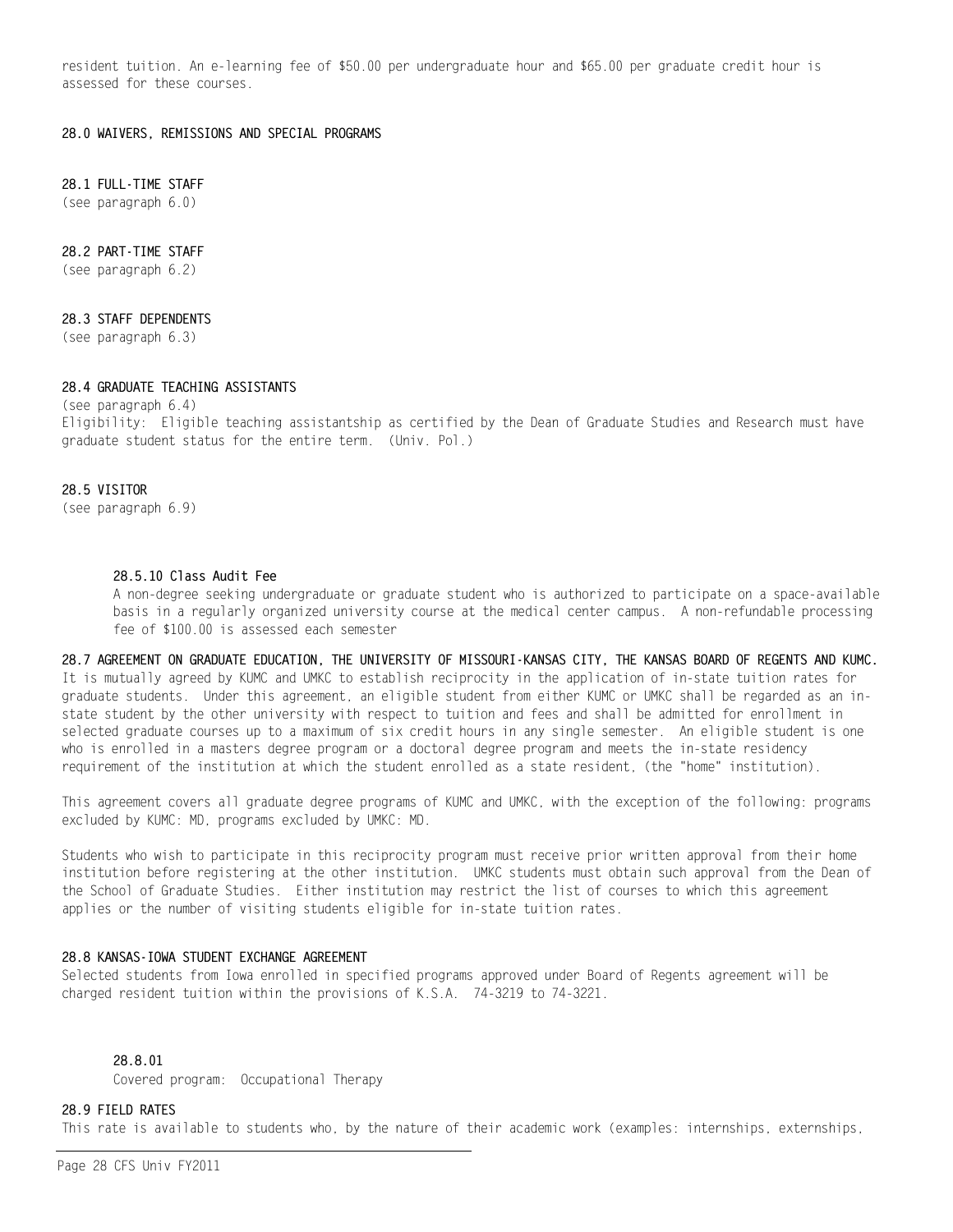resident tuition. An e-learning fee of $50.00 per undergraduate hour and $65.00 per graduate credit hour is assessed for these courses.

## 28.0 WAIVERS, REMISSIONS AND SPECIAL PROGRAMS

### 28.1 FULL-TIME STAFF

(see paragraph 6.0)

### 28.2 PART-TIME STAFF

(see paragraph 6.2)

### 28.3 STAFF DEPENDENTS

(see paragraph 6.3)

### 28.4 GRADUATE TEACHING ASSISTANTS

(see paragraph 6.4)

Eligibility: Eligible teaching assistantship as certified by the Dean of Graduate Studies and Research must have graduate student status for the entire term. (Univ. Pol.)

### 28.5 VISITOR

(see paragraph 6.9)

#### 28.5.10 Class Audit Fee

A non-degree seeking undergraduate or graduate student who is authorized to participate on a space-available basis in a regularly organized university course at the medical center campus. A non-refundable processing fee of $100.00 is assessed each semester

### 28.7 AGREEMENT ON GRADUATE EDUCATION, THE UNIVERSITY OF MISSOURI-KANSAS CITY, THE KANSAS BOARD OF REGENTS AND KUMC.

It is mutually agreed by KUMC and UMKC to establish reciprocity in the application of in-state tuition rates for graduate students. Under this agreement, an eligible student from either KUMC or UMKC shall be regarded as an in-state student by the other university with respect to tuition and fees and shall be admitted for enrollment in selected graduate courses up to a maximum of six credit hours in any single semester. An eligible student is one who is enrolled in a masters degree program or a doctoral degree program and meets the in-state residency requirement of the institution at which the student enrolled as a state resident, (the "home" institution).

This agreement covers all graduate degree programs of KUMC and UMKC, with the exception of the following: programs excluded by KUMC: MD, programs excluded by UMKC: MD.

Students who wish to participate in this reciprocity program must receive prior written approval from their home institution before registering at the other institution. UMKC students must obtain such approval from the Dean of the School of Graduate Studies. Either institution may restrict the list of courses to which this agreement applies or the number of visiting students eligible for in-state tuition rates.

### 28.8 KANSAS-IOWA STUDENT EXCHANGE AGREEMENT

Selected students from Iowa enrolled in specified programs approved under Board of Regents agreement will be charged resident tuition within the provisions of K.S.A. 74-3219 to 74-3221.

#### 28.8.01

Covered program: Occupational Therapy

### 28.9 FIELD RATES

This rate is available to students who, by the nature of their academic work (examples: internships, externships,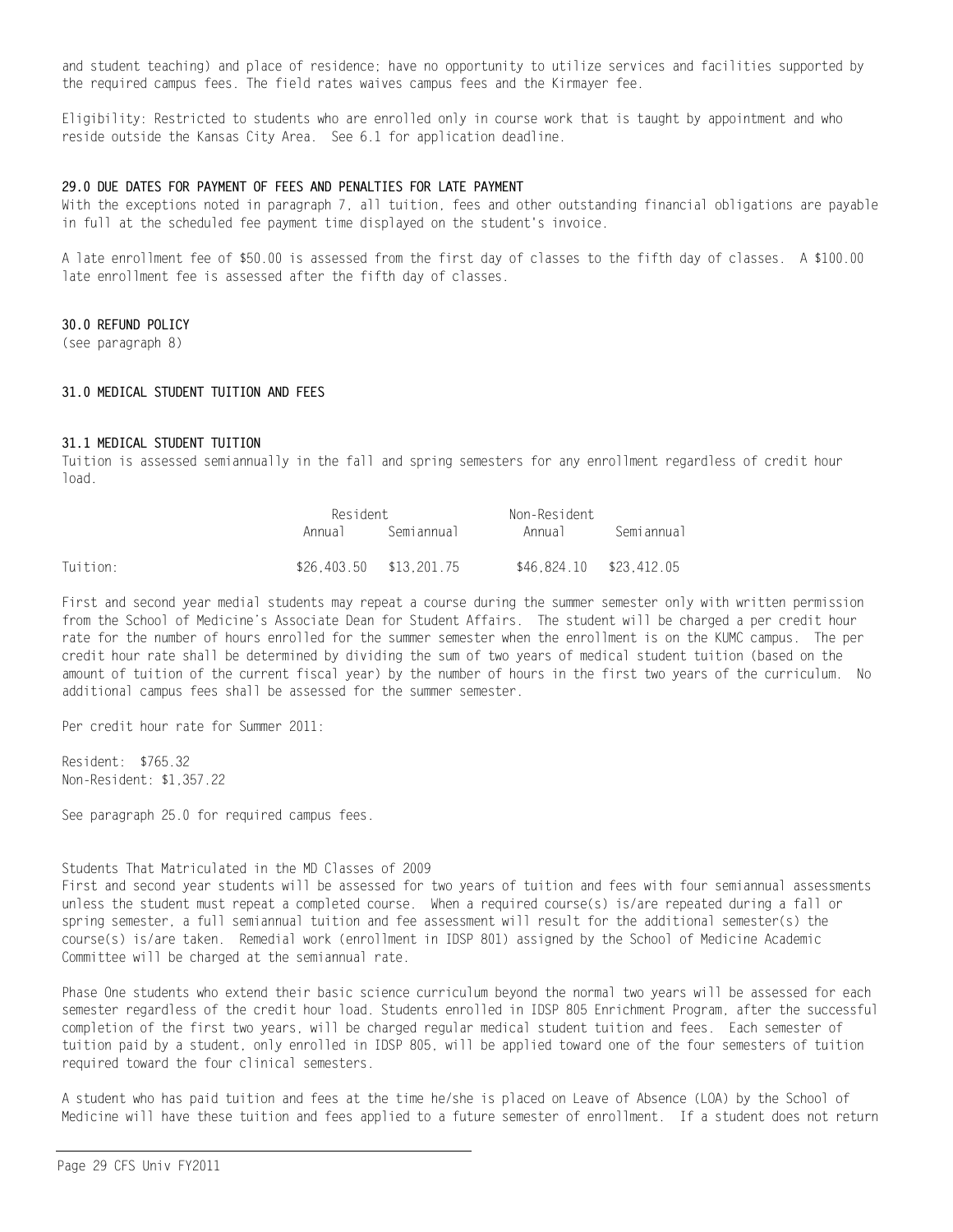and student teaching) and place of residence; have no opportunity to utilize services and facilities supported by the required campus fees. The field rates waives campus fees and the Kirmayer fee.

Eligibility: Restricted to students who are enrolled only in course work that is taught by appointment and who reside outside the Kansas City Area. See 6.1 for application deadline.

### 29.0 DUE DATES FOR PAYMENT OF FEES AND PENALTIES FOR LATE PAYMENT

With the exceptions noted in paragraph 7, all tuition, fees and other outstanding financial obligations are payable in full at the scheduled fee payment time displayed on the student's invoice.

A late enrollment fee of $50.00 is assessed from the first day of classes to the fifth day of classes. A $100.00 late enrollment fee is assessed after the fifth day of classes.

### 30.0 REFUND POLICY

(see paragraph 8)

### 31.0 MEDICAL STUDENT TUITION AND FEES

### 31.1 MEDICAL STUDENT TUITION

Tuition is assessed semiannually in the fall and spring semesters for any enrollment regardless of credit hour load.

| | Resident | | Non-Resident | |
|---|---|---|---|---|
| | Annual | Semiannual | Annual | Semiannual |
| Tuition: | $26,403.50 | $13,201.75 | $46,824.10 | $23,412.05 |

First and second year medial students may repeat a course during the summer semester only with written permission from the School of Medicine's Associate Dean for Student Affairs. The student will be charged a per credit hour rate for the number of hours enrolled for the summer semester when the enrollment is on the KUMC campus. The per credit hour rate shall be determined by dividing the sum of two years of medical student tuition (based on the amount of tuition of the current fiscal year) by the number of hours in the first two years of the curriculum. No additional campus fees shall be assessed for the summer semester.

Per credit hour rate for Summer 2011:

Resident: $765.32
Non-Resident: $1,357.22

See paragraph 25.0 for required campus fees.

Students That Matriculated in the MD Classes of 2009

First and second year students will be assessed for two years of tuition and fees with four semiannual assessments unless the student must repeat a completed course. When a required course(s) is/are repeated during a fall or spring semester, a full semiannual tuition and fee assessment will result for the additional semester(s) the course(s) is/are taken. Remedial work (enrollment in IDSP 801) assigned by the School of Medicine Academic Committee will be charged at the semiannual rate.

Phase One students who extend their basic science curriculum beyond the normal two years will be assessed for each semester regardless of the credit hour load. Students enrolled in IDSP 805 Enrichment Program, after the successful completion of the first two years, will be charged regular medical student tuition and fees. Each semester of tuition paid by a student, only enrolled in IDSP 805, will be applied toward one of the four semesters of tuition required toward the four clinical semesters.

A student who has paid tuition and fees at the time he/she is placed on Leave of Absence (LOA) by the School of Medicine will have these tuition and fees applied to a future semester of enrollment. If a student does not return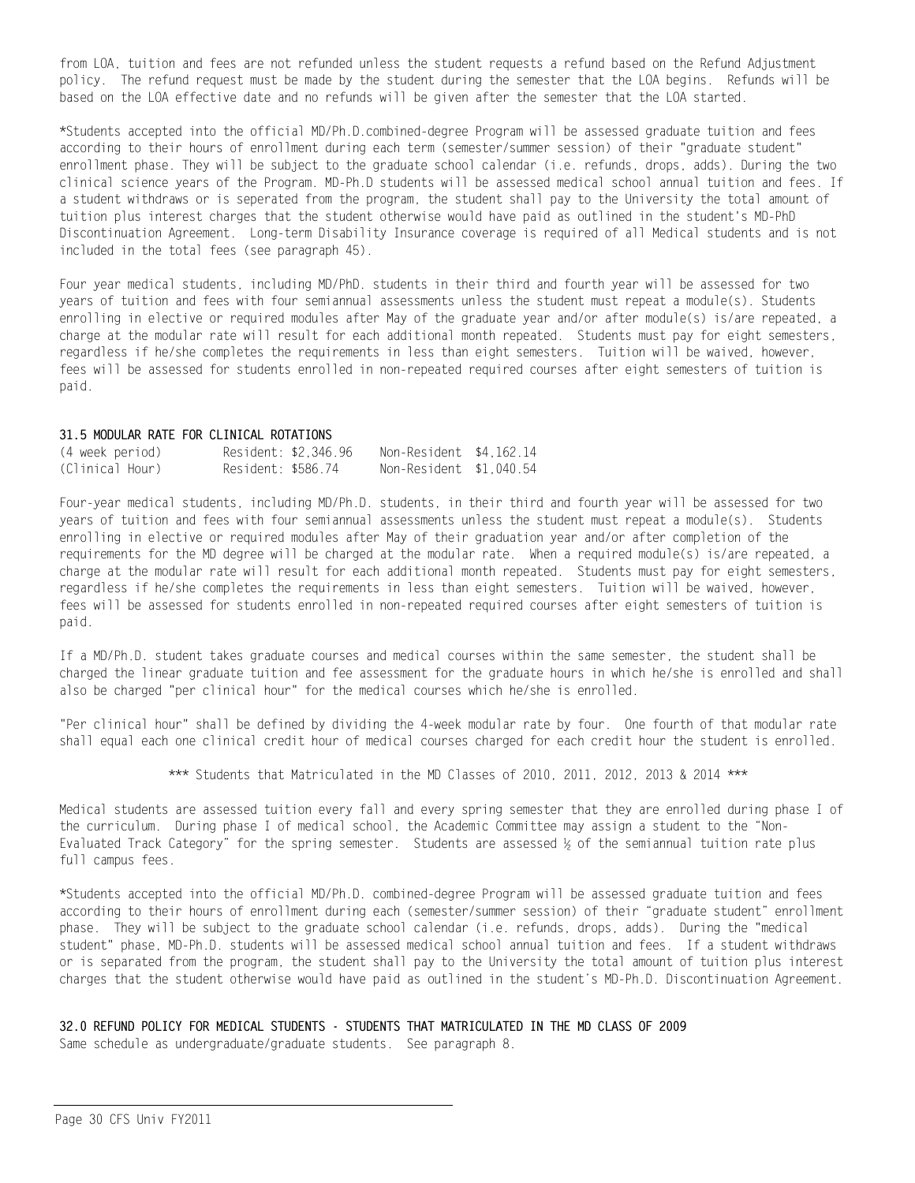from LOA, tuition and fees are not refunded unless the student requests a refund based on the Refund Adjustment policy. The refund request must be made by the student during the semester that the LOA begins. Refunds will be based on the LOA effective date and no refunds will be given after the semester that the LOA started.

*Students accepted into the official MD/Ph.D.combined-degree Program will be assessed graduate tuition and fees according to their hours of enrollment during each term (semester/summer session) of their "graduate student" enrollment phase. They will be subject to the graduate school calendar (i.e. refunds, drops, adds). During the two clinical science years of the Program. MD-Ph.D students will be assessed medical school annual tuition and fees. If a student withdraws or is seperated from the program, the student shall pay to the University the total amount of tuition plus interest charges that the student otherwise would have paid as outlined in the student's MD-PhD Discontinuation Agreement. Long-term Disability Insurance coverage is required of all Medical students and is not included in the total fees (see paragraph 45).

Four year medical students, including MD/PhD. students in their third and fourth year will be assessed for two years of tuition and fees with four semiannual assessments unless the student must repeat a module(s). Students enrolling in elective or required modules after May of the graduate year and/or after module(s) is/are repeated, a charge at the modular rate will result for each additional month repeated. Students must pay for eight semesters, regardless if he/she completes the requirements in less than eight semesters. Tuition will be waived, however, fees will be assessed for students enrolled in non-repeated required courses after eight semesters of tuition is paid.

### 31.5 MODULAR RATE FOR CLINICAL ROTATIONS

| | | |
|---|---|---|
| (4 week period) | Resident: $2,346.96 | Non-Resident $4,162.14 |
| (Clinical Hour) | Resident: $586.74 | Non-Resident $1,040.54 |

Four-year medical students, including MD/Ph.D. students, in their third and fourth year will be assessed for two years of tuition and fees with four semiannual assessments unless the student must repeat a module(s). Students enrolling in elective or required modules after May of their graduation year and/or after completion of the requirements for the MD degree will be charged at the modular rate. When a required module(s) is/are repeated, a charge at the modular rate will result for each additional month repeated. Students must pay for eight semesters, regardless if he/she completes the requirements in less than eight semesters. Tuition will be waived, however, fees will be assessed for students enrolled in non-repeated required courses after eight semesters of tuition is paid.

If a MD/Ph.D. student takes graduate courses and medical courses within the same semester, the student shall be charged the linear graduate tuition and fee assessment for the graduate hours in which he/she is enrolled and shall also be charged "per clinical hour" for the medical courses which he/she is enrolled.

"Per clinical hour" shall be defined by dividing the 4-week modular rate by four. One fourth of that modular rate shall equal each one clinical credit hour of medical courses charged for each credit hour the student is enrolled.

*** Students that Matriculated in the MD Classes of 2010, 2011, 2012, 2013 & 2014 ***

Medical students are assessed tuition every fall and every spring semester that they are enrolled during phase I of the curriculum. During phase I of medical school, the Academic Committee may assign a student to the "Non-Evaluated Track Category" for the spring semester. Students are assessed ½ of the semiannual tuition rate plus full campus fees.

*Students accepted into the official MD/Ph.D. combined-degree Program will be assessed graduate tuition and fees according to their hours of enrollment during each (semester/summer session) of their "graduate student" enrollment phase. They will be subject to the graduate school calendar (i.e. refunds, drops, adds). During the "medical student" phase, MD-Ph.D. students will be assessed medical school annual tuition and fees. If a student withdraws or is separated from the program, the student shall pay to the University the total amount of tuition plus interest charges that the student otherwise would have paid as outlined in the student's MD-Ph.D. Discontinuation Agreement.

### 32.0 REFUND POLICY FOR MEDICAL STUDENTS - STUDENTS THAT MATRICULATED IN THE MD CLASS OF 2009

Same schedule as undergraduate/graduate students. See paragraph 8.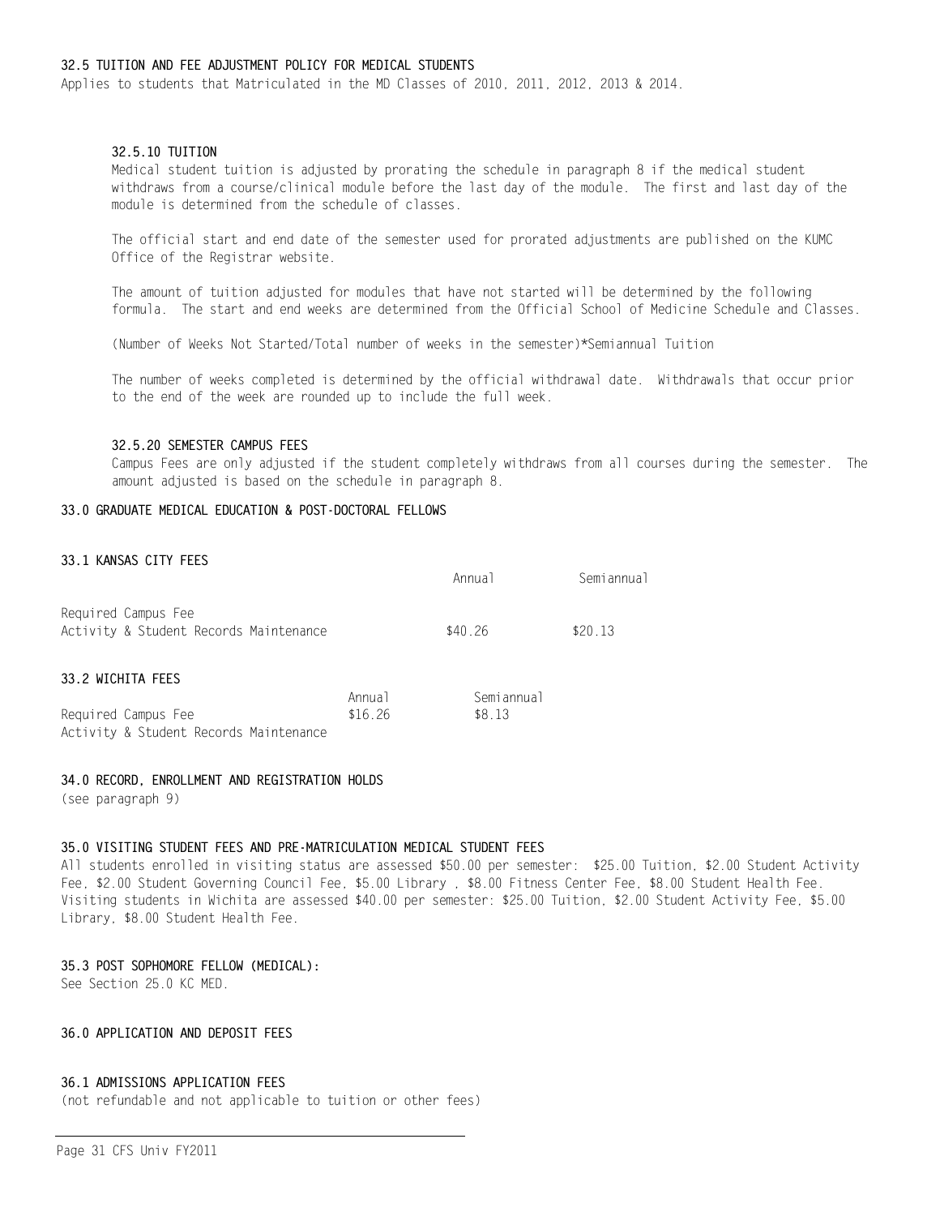### 32.5 TUITION AND FEE ADJUSTMENT POLICY FOR MEDICAL STUDENTS

Applies to students that Matriculated in the MD Classes of 2010, 2011, 2012, 2013 & 2014.

#### 32.5.10 TUITION

Medical student tuition is adjusted by prorating the schedule in paragraph 8 if the medical student withdraws from a course/clinical module before the last day of the module. The first and last day of the module is determined from the schedule of classes.

The official start and end date of the semester used for prorated adjustments are published on the KUMC Office of the Registrar website.

The amount of tuition adjusted for modules that have not started will be determined by the following formula. The start and end weeks are determined from the Official School of Medicine Schedule and Classes.

(Number of Weeks Not Started/Total number of weeks in the semester)*Semiannual Tuition

The number of weeks completed is determined by the official withdrawal date. Withdrawals that occur prior to the end of the week are rounded up to include the full week.

#### 32.5.20 SEMESTER CAMPUS FEES

Campus Fees are only adjusted if the student completely withdraws from all courses during the semester. The amount adjusted is based on the schedule in paragraph 8.

## 33.0 GRADUATE MEDICAL EDUCATION & POST-DOCTORAL FELLOWS

### 33.1 KANSAS CITY FEES

| | Annual | Semiannual |
|---|---|---|
| Required Campus Fee<br>Activity & Student Records Maintenance | $40.26 | $20.13 |

### 33.2 WICHITA FEES

| | Annual | Semiannual |
|---|---|---|
| Required Campus Fee<br>Activity & Student Records Maintenance | $16.26 | $8.13 |

## 34.0 RECORD, ENROLLMENT AND REGISTRATION HOLDS

(see paragraph 9)

## 35.0 VISITING STUDENT FEES AND PRE-MATRICULATION MEDICAL STUDENT FEES

All students enrolled in visiting status are assessed $50.00 per semester: $25.00 Tuition, $2.00 Student Activity Fee, $2.00 Student Governing Council Fee, $5.00 Library , $8.00 Fitness Center Fee, $8.00 Student Health Fee. Visiting students in Wichita are assessed $40.00 per semester: $25.00 Tuition, $2.00 Student Activity Fee, $5.00 Library, $8.00 Student Health Fee.

### 35.3 POST SOPHOMORE FELLOW (MEDICAL):

See Section 25.0 KC MED.

## 36.0 APPLICATION AND DEPOSIT FEES

### 36.1 ADMISSIONS APPLICATION FEES

(not refundable and not applicable to tuition or other fees)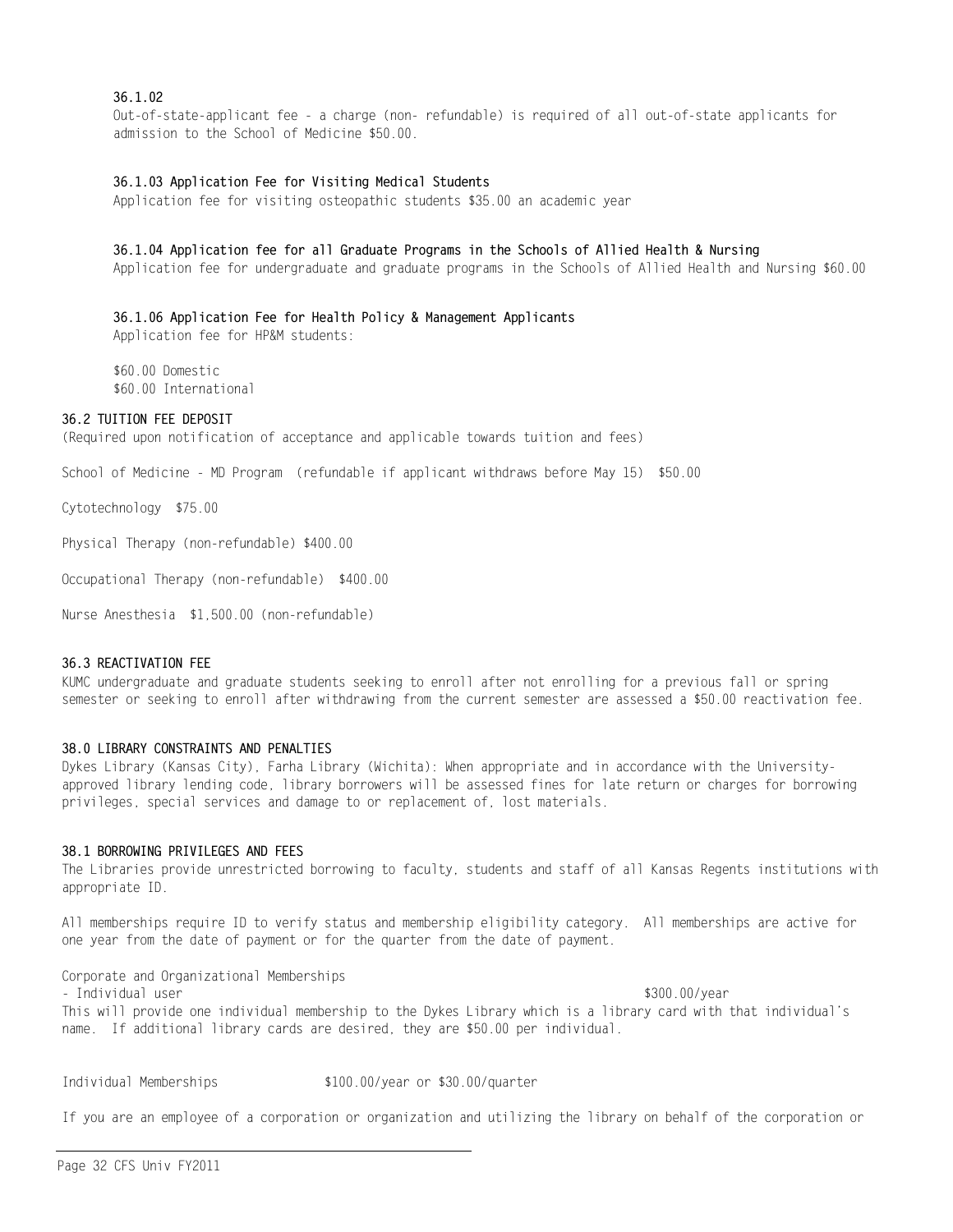### 36.1.02

Out-of-state-applicant fee - a charge (non- refundable) is required of all out-of-state applicants for admission to the School of Medicine $50.00.

### 36.1.03 Application Fee for Visiting Medical Students

Application fee for visiting osteopathic students $35.00 an academic year

### 36.1.04 Application fee for all Graduate Programs in the Schools of Allied Health & Nursing

Application fee for undergraduate and graduate programs in the Schools of Allied Health and Nursing $60.00

### 36.1.06 Application Fee for Health Policy & Management Applicants

Application fee for HP&M students:

$60.00 Domestic
$60.00 International

## 36.2 TUITION FEE DEPOSIT

(Required upon notification of acceptance and applicable towards tuition and fees)

School of Medicine - MD Program (refundable if applicant withdraws before May 15) $50.00

Cytotechnology $75.00

Physical Therapy (non-refundable) $400.00

Occupational Therapy (non-refundable) $400.00

Nurse Anesthesia $1,500.00 (non-refundable)

## 36.3 REACTIVATION FEE

KUMC undergraduate and graduate students seeking to enroll after not enrolling for a previous fall or spring semester or seeking to enroll after withdrawing from the current semester are assessed a $50.00 reactivation fee.

## 38.0 LIBRARY CONSTRAINTS AND PENALTIES

Dykes Library (Kansas City), Farha Library (Wichita): When appropriate and in accordance with the University-approved library lending code, library borrowers will be assessed fines for late return or charges for borrowing privileges, special services and damage to or replacement of, lost materials.

## 38.1 BORROWING PRIVILEGES AND FEES

The Libraries provide unrestricted borrowing to faculty, students and staff of all Kansas Regents institutions with appropriate ID.

All memberships require ID to verify status and membership eligibility category. All memberships are active for one year from the date of payment or for the quarter from the date of payment.

Corporate and Organizational Memberships
- Individual user $300.00/year

This will provide one individual membership to the Dykes Library which is a library card with that individual's name. If additional library cards are desired, they are $50.00 per individual.

Individual Memberships $100.00/year or $30.00/quarter

If you are an employee of a corporation or organization and utilizing the library on behalf of the corporation or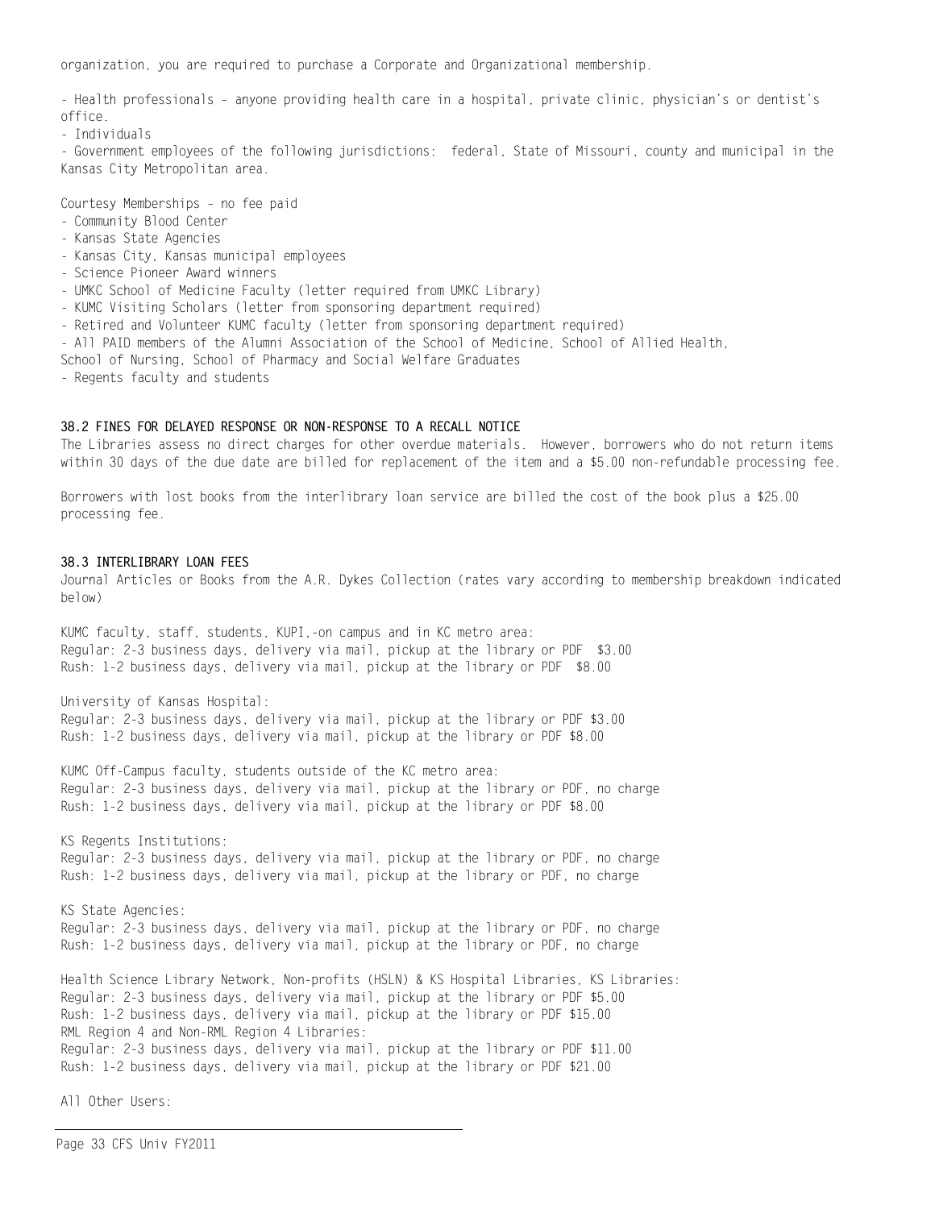organization, you are required to purchase a Corporate and Organizational membership.

- Health professionals - anyone providing health care in a hospital, private clinic, physician's or dentist's office.
- Individuals
- Government employees of the following jurisdictions: federal, State of Missouri, county and municipal in the Kansas City Metropolitan area.

Courtesy Memberships - no fee paid
- Community Blood Center
- Kansas State Agencies
- Kansas City, Kansas municipal employees
- Science Pioneer Award winners
- UMKC School of Medicine Faculty (letter required from UMKC Library)
- KUMC Visiting Scholars (letter from sponsoring department required)
- Retired and Volunteer KUMC faculty (letter from sponsoring department required)
- All PAID members of the Alumni Association of the School of Medicine, School of Allied Health, School of Nursing, School of Pharmacy and Social Welfare Graduates
- Regents faculty and students

**38.2 FINES FOR DELAYED RESPONSE OR NON-RESPONSE TO A RECALL NOTICE**

The Libraries assess no direct charges for other overdue materials. However, borrowers who do not return items within 30 days of the due date are billed for replacement of the item and a $5.00 non-refundable processing fee.

Borrowers with lost books from the interlibrary loan service are billed the cost of the book plus a $25.00 processing fee.

**38.3 INTERLIBRARY LOAN FEES**

Journal Articles or Books from the A.R. Dykes Collection (rates vary according to membership breakdown indicated below)

KUMC faculty, staff, students, KUPI,-on campus and in KC metro area:
Regular: 2-3 business days, delivery via mail, pickup at the library or PDF $3.00
Rush: 1-2 business days, delivery via mail, pickup at the library or PDF $8.00

University of Kansas Hospital:
Regular: 2-3 business days, delivery via mail, pickup at the library or PDF $3.00
Rush: 1-2 business days, delivery via mail, pickup at the library or PDF $8.00

KUMC Off-Campus faculty, students outside of the KC metro area:
Regular: 2-3 business days, delivery via mail, pickup at the library or PDF, no charge
Rush: 1-2 business days, delivery via mail, pickup at the library or PDF $8.00

KS Regents Institutions:
Regular: 2-3 business days, delivery via mail, pickup at the library or PDF, no charge
Rush: 1-2 business days, delivery via mail, pickup at the library or PDF, no charge

KS State Agencies:
Regular: 2-3 business days, delivery via mail, pickup at the library or PDF, no charge
Rush: 1-2 business days, delivery via mail, pickup at the library or PDF, no charge

Health Science Library Network, Non-profits (HSLN) & KS Hospital Libraries, KS Libraries:
Regular: 2-3 business days, delivery via mail, pickup at the library or PDF $5.00
Rush: 1-2 business days, delivery via mail, pickup at the library or PDF $15.00
RML Region 4 and Non-RML Region 4 Libraries:
Regular: 2-3 business days, delivery via mail, pickup at the library or PDF $11.00
Rush: 1-2 business days, delivery via mail, pickup at the library or PDF $21.00

All Other Users: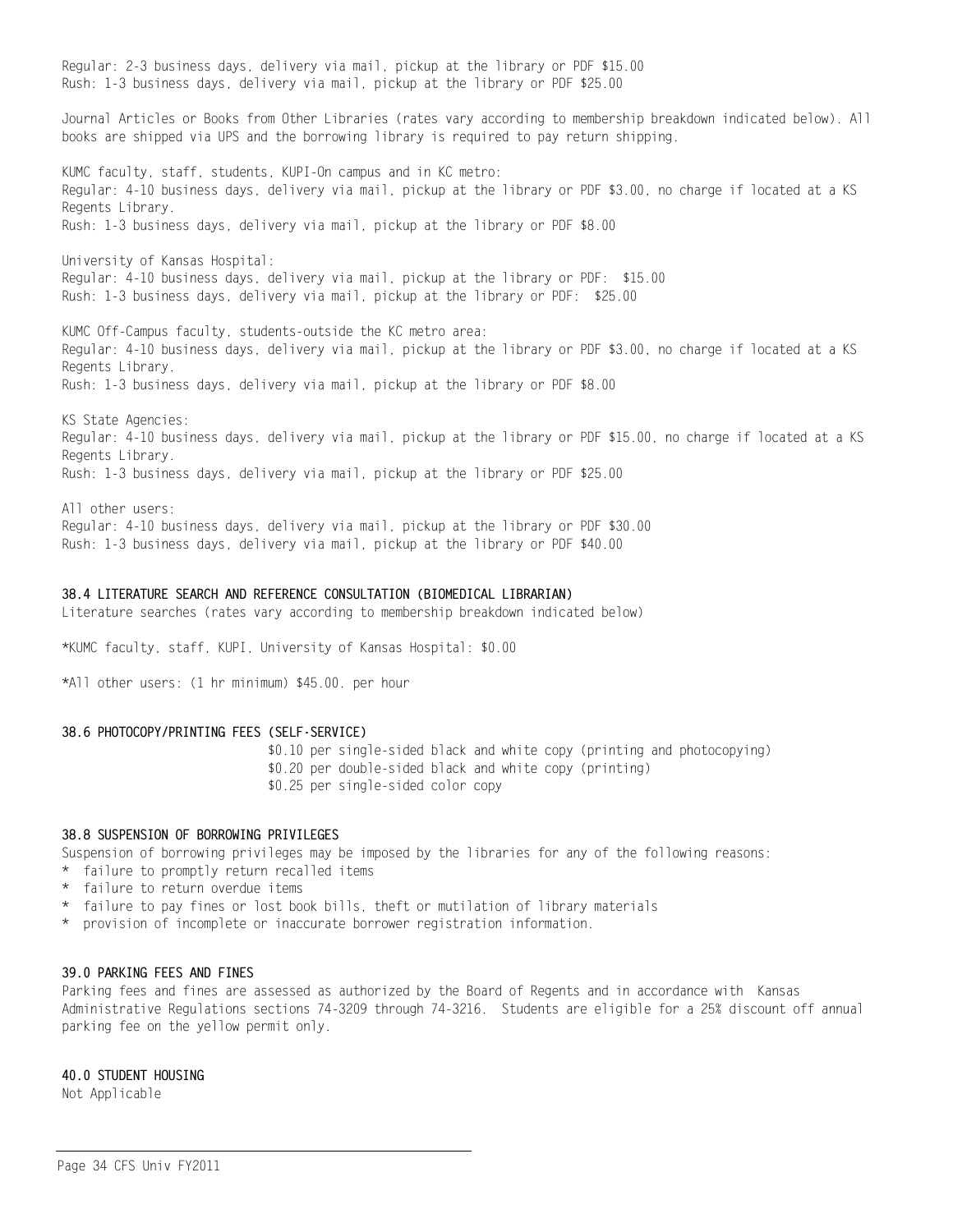Regular: 2-3 business days, delivery via mail, pickup at the library or PDF $15.00
Rush: 1-3 business days, delivery via mail, pickup at the library or PDF $25.00

Journal Articles or Books from Other Libraries (rates vary according to membership breakdown indicated below). All books are shipped via UPS and the borrowing library is required to pay return shipping.

KUMC faculty, staff, students, KUPI-On campus and in KC metro:
Regular: 4-10 business days, delivery via mail, pickup at the library or PDF $3.00, no charge if located at a KS Regents Library.
Rush: 1-3 business days, delivery via mail, pickup at the library or PDF $8.00

University of Kansas Hospital:
Regular: 4-10 business days, delivery via mail, pickup at the library or PDF: $15.00
Rush: 1-3 business days, delivery via mail, pickup at the library or PDF: $25.00

KUMC Off-Campus faculty, students-outside the KC metro area:
Regular: 4-10 business days, delivery via mail, pickup at the library or PDF $3.00, no charge if located at a KS Regents Library.
Rush: 1-3 business days, delivery via mail, pickup at the library or PDF $8.00

KS State Agencies:
Regular: 4-10 business days, delivery via mail, pickup at the library or PDF $15.00, no charge if located at a KS Regents Library.
Rush: 1-3 business days, delivery via mail, pickup at the library or PDF $25.00

All other users:
Regular: 4-10 business days, delivery via mail, pickup at the library or PDF $30.00
Rush: 1-3 business days, delivery via mail, pickup at the library or PDF $40.00

### 38.4 LITERATURE SEARCH AND REFERENCE CONSULTATION (BIOMEDICAL LIBRARIAN)

Literature searches (rates vary according to membership breakdown indicated below)

*KUMC faculty, staff, KUPI, University of Kansas Hospital: $0.00

*All other users: (1 hr minimum) $45.00. per hour

### 38.6 PHOTOCOPY/PRINTING FEES (SELF-SERVICE)

$0.10 per single-sided black and white copy (printing and photocopying)
$0.20 per double-sided black and white copy (printing)
$0.25 per single-sided color copy

### 38.8 SUSPENSION OF BORROWING PRIVILEGES

Suspension of borrowing privileges may be imposed by the libraries for any of the following reasons:

* failure to promptly return recalled items
* failure to return overdue items
* failure to pay fines or lost book bills, theft or mutilation of library materials
* provision of incomplete or inaccurate borrower registration information.

### 39.0 PARKING FEES AND FINES

Parking fees and fines are assessed as authorized by the Board of Regents and in accordance with Kansas Administrative Regulations sections 74-3209 through 74-3216. Students are eligible for a 25% discount off annual parking fee on the yellow permit only.

### 40.0 STUDENT HOUSING

Not Applicable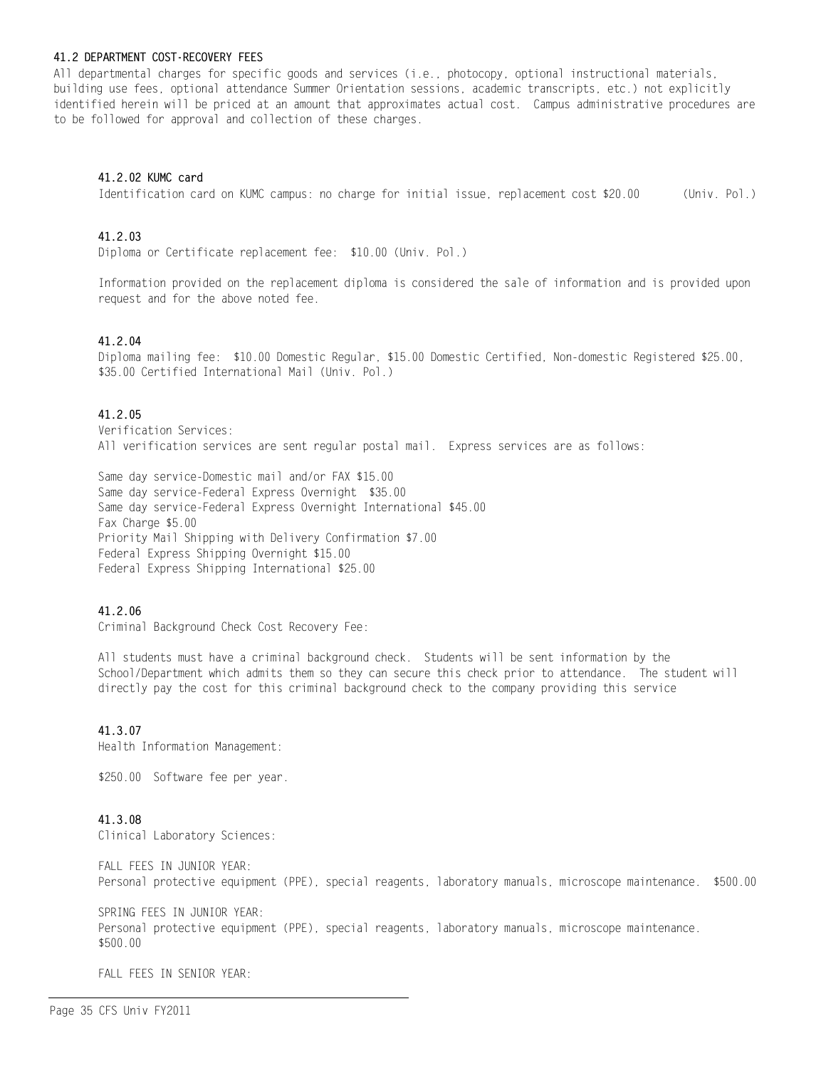#### 41.2 DEPARTMENT COST-RECOVERY FEES

All departmental charges for specific goods and services (i.e., photocopy, optional instructional materials, building use fees, optional attendance Summer Orientation sessions, academic transcripts, etc.) not explicitly identified herein will be priced at an amount that approximates actual cost. Campus administrative procedures are to be followed for approval and collection of these charges.

#### 41.2.02 KUMC card

Identification card on KUMC campus: no charge for initial issue, replacement cost $20.00 (Univ. Pol.)

#### 41.2.03

Diploma or Certificate replacement fee: $10.00 (Univ. Pol.)

Information provided on the replacement diploma is considered the sale of information and is provided upon request and for the above noted fee.

#### 41.2.04

Diploma mailing fee: $10.00 Domestic Regular, $15.00 Domestic Certified, Non-domestic Registered $25.00, $35.00 Certified International Mail (Univ. Pol.)

#### 41.2.05

Verification Services:
All verification services are sent regular postal mail. Express services are as follows:

Same day service-Domestic mail and/or FAX $15.00
Same day service-Federal Express Overnight $35.00
Same day service-Federal Express Overnight International $45.00
Fax Charge $5.00
Priority Mail Shipping with Delivery Confirmation $7.00
Federal Express Shipping Overnight $15.00
Federal Express Shipping International $25.00

#### 41.2.06

Criminal Background Check Cost Recovery Fee:

All students must have a criminal background check. Students will be sent information by the School/Department which admits them so they can secure this check prior to attendance. The student will directly pay the cost for this criminal background check to the company providing this service

#### 41.3.07

Health Information Management:

$250.00 Software fee per year.

#### 41.3.08

Clinical Laboratory Sciences:

FALL FEES IN JUNIOR YEAR:
Personal protective equipment (PPE), special reagents, laboratory manuals, microscope maintenance. $500.00

SPRING FEES IN JUNIOR YEAR:
Personal protective equipment (PPE), special reagents, laboratory manuals, microscope maintenance. $500.00

FALL FEES IN SENIOR YEAR: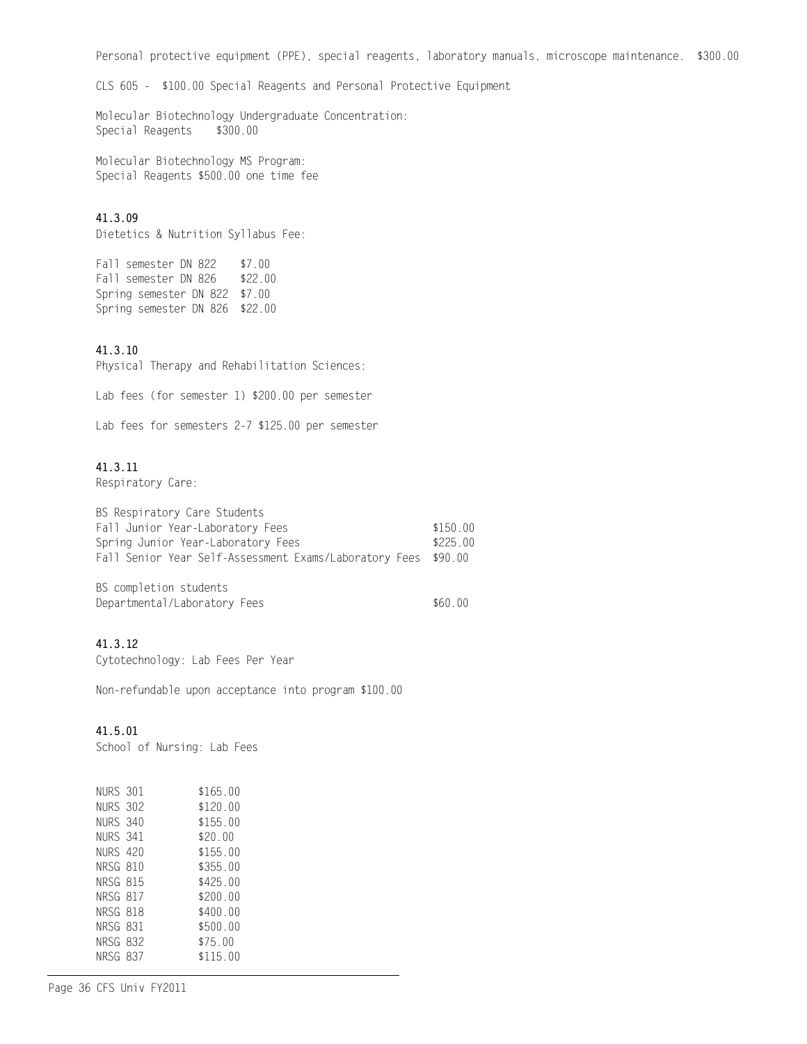Personal protective equipment (PPE), special reagents, laboratory manuals, microscope maintenance. $300.00

CLS 605 - $100.00 Special Reagents and Personal Protective Equipment

Molecular Biotechnology Undergraduate Concentration:
Special Reagents $300.00

Molecular Biotechnology MS Program:
Special Reagents $500.00 one time fee

### 41.3.09

Dietetics & Nutrition Syllabus Fee:

| | |
|---|---|
| Fall semester DN 822 | $7.00 |
| Fall semester DN 826 | $22.00 |
| Spring semester DN 822 | $7.00 |
| Spring semester DN 826 | $22.00 |

### 41.3.10

Physical Therapy and Rehabilitation Sciences:

Lab fees (for semester 1) $200.00 per semester

Lab fees for semesters 2-7 $125.00 per semester

### 41.3.11

Respiratory Care:

| BS Respiratory Care Students | |
|---|---|
| Fall Junior Year-Laboratory Fees | $150.00 |
| Spring Junior Year-Laboratory Fees | $225.00 |
| Fall Senior Year Self-Assessment Exams/Laboratory Fees | $90.00 |

| BS completion students | |
|---|---|
| Departmental/Laboratory Fees | $60.00 |

### 41.3.12

Cytotechnology: Lab Fees Per Year

Non-refundable upon acceptance into program $100.00

### 41.5.01

School of Nursing: Lab Fees

| | |
|---|---|
| NURS 301 | $165.00 |
| NURS 302 | $120.00 |
| NURS 340 | $155.00 |
| NURS 341 | $20.00 |
| NURS 420 | $155.00 |
| NRSG 810 | $355.00 |
| NRSG 815 | $425.00 |
| NRSG 817 | $200.00 |
| NRSG 818 | $400.00 |
| NRSG 831 | $500.00 |
| NRSG 832 | $75.00 |
| NRSG 837 | $115.00 |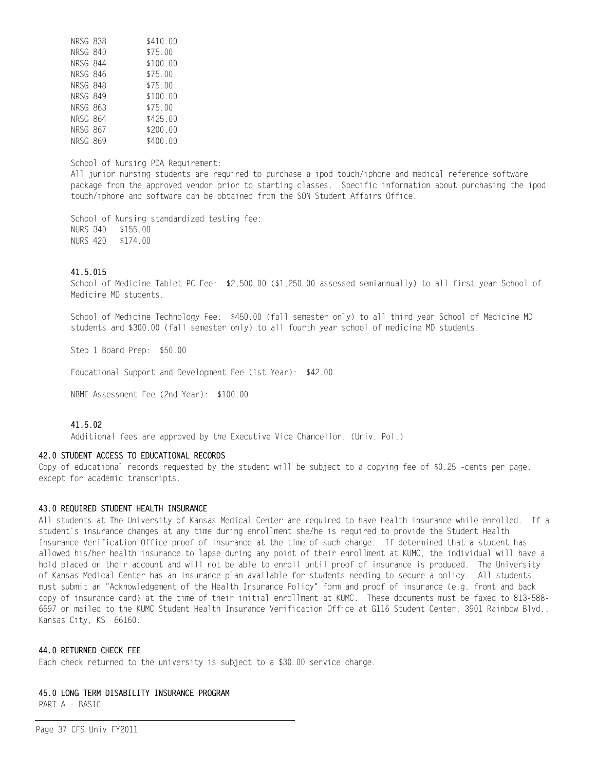| | |
|---|---|
| NRSG 838 | \$410.00 |
| NRSG 840 | \$75.00 |
| NRSG 844 | \$100.00 |
| NRSG 846 | \$75.00 |
| NRSG 848 | \$75.00 |
| NRSG 849 | \$100.00 |
| NRSG 863 | \$75.00 |
| NRSG 864 | \$425.00 |
| NRSG 867 | \$200.00 |
| NRSG 869 | \$400.00 |

School of Nursing PDA Requirement:
All junior nursing students are required to purchase a ipod touch/iphone and medical reference software package from the approved vendor prior to starting classes. Specific information about purchasing the ipod touch/iphone and software can be obtained from the SON Student Affairs Office.

School of Nursing standardized testing fee:
NURS 340 \$155.00
NURS 420 \$174.00

**41.5.015**

School of Medicine Tablet PC Fee: \$2,500.00 (\$1,250.00 assessed semiannually) to all first year School of Medicine MD students.

School of Medicine Technology Fee: \$450.00 (fall semester only) to all third year School of Medicine MD students and \$300.00 (fall semester only) to all fourth year school of medicine MD students.

Step 1 Board Prep: \$50.00

Educational Support and Development Fee (1st Year): \$42.00

NBME Assessment Fee (2nd Year): \$100.00

**41.5.02**

Additional fees are approved by the Executive Vice Chancellor. (Univ. Pol.)

## 42.0 STUDENT ACCESS TO EDUCATIONAL RECORDS

Copy of educational records requested by the student will be subject to a copying fee of \$0.25 -cents per page, except for academic transcripts.

## 43.0 REQUIRED STUDENT HEALTH INSURANCE

All students at The University of Kansas Medical Center are required to have health insurance while enrolled. If a student's insurance changes at any time during enrollment she/he is required to provide the Student Health Insurance Verification Office proof of insurance at the time of such change. If determined that a student has allowed his/her health insurance to lapse during any point of their enrollment at KUMC, the individual will have a hold placed on their account and will not be able to enroll until proof of insurance is produced. The University of Kansas Medical Center has an insurance plan available for students needing to secure a policy. All students must submit an "Acknowledgement of the Health Insurance Policy" form and proof of insurance (e.g. front and back copy of insurance card) at the time of their initial enrollment at KUMC. These documents must be faxed to 813-588-6597 or mailed to the KUMC Student Health Insurance Verification Office at G116 Student Center, 3901 Rainbow Blvd., Kansas City, KS 66160.

## 44.0 RETURNED CHECK FEE

Each check returned to the university is subject to a \$30.00 service charge.

## 45.0 LONG TERM DISABILITY INSURANCE PROGRAM

PART A - BASIC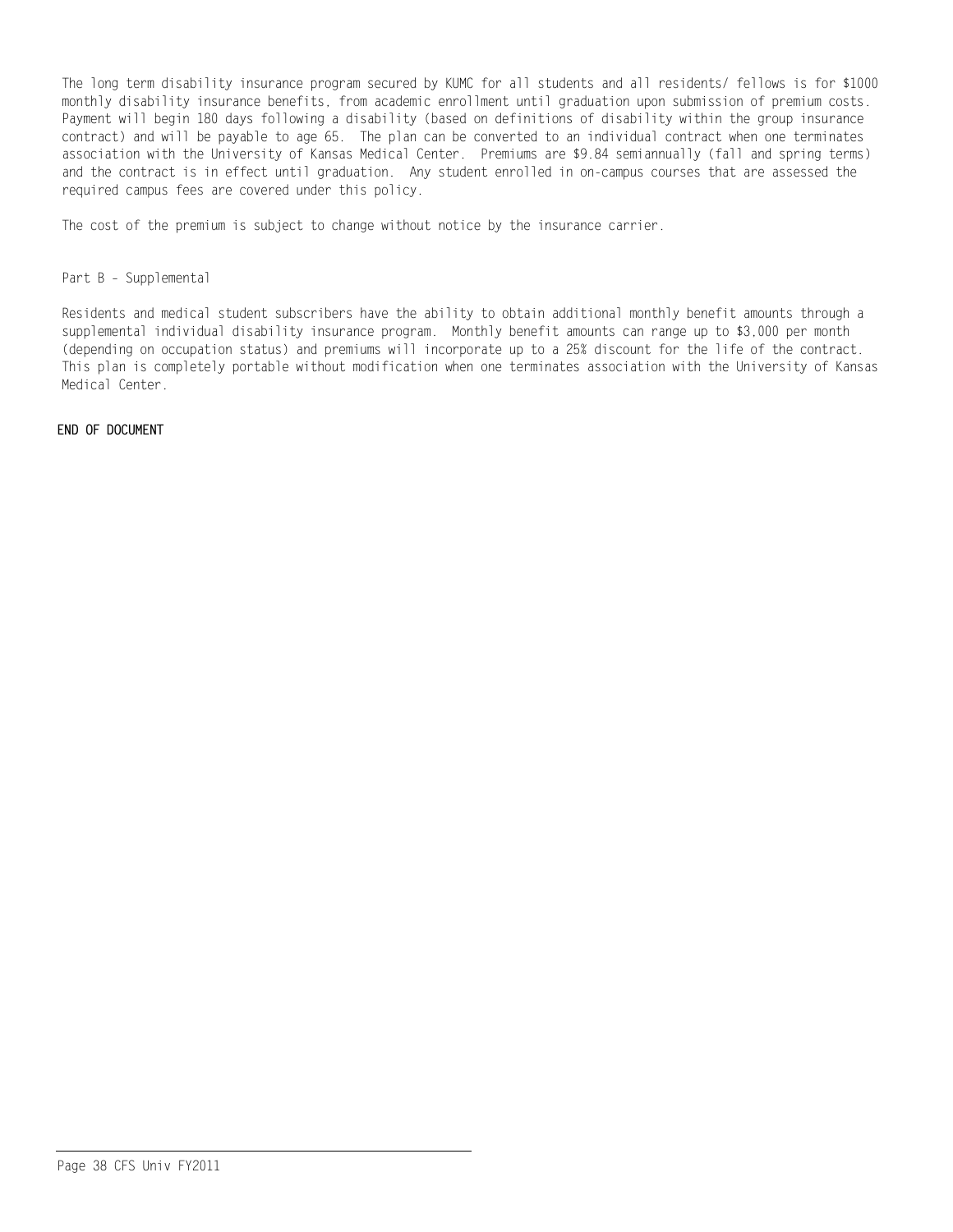The long term disability insurance program secured by KUMC for all students and all residents/ fellows is for $1000 monthly disability insurance benefits, from academic enrollment until graduation upon submission of premium costs. Payment will begin 180 days following a disability (based on definitions of disability within the group insurance contract) and will be payable to age 65. The plan can be converted to an individual contract when one terminates association with the University of Kansas Medical Center. Premiums are $9.84 semiannually (fall and spring terms) and the contract is in effect until graduation. Any student enrolled in on-campus courses that are assessed the required campus fees are covered under this policy.

The cost of the premium is subject to change without notice by the insurance carrier.

Part B - Supplemental

Residents and medical student subscribers have the ability to obtain additional monthly benefit amounts through a supplemental individual disability insurance program. Monthly benefit amounts can range up to $3,000 per month (depending on occupation status) and premiums will incorporate up to a 25% discount for the life of the contract. This plan is completely portable without modification when one terminates association with the University of Kansas Medical Center.

**END OF DOCUMENT**